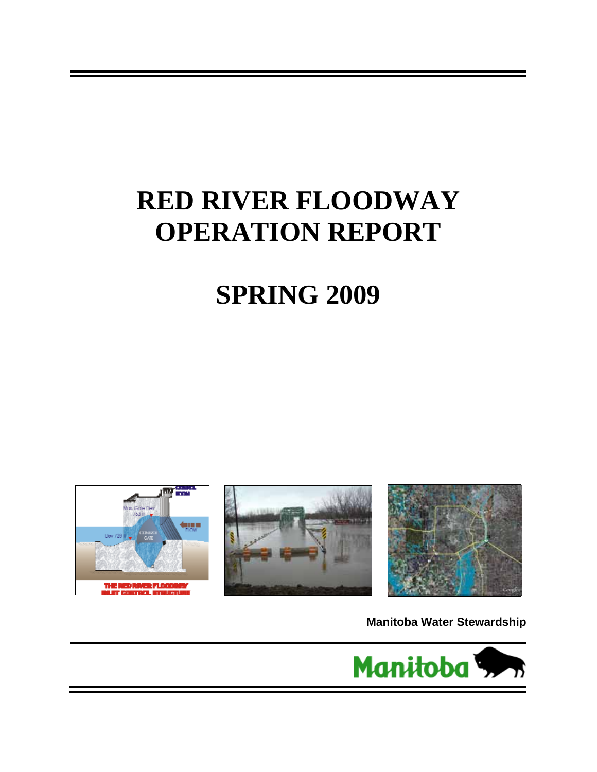# RED RIVER FLOODWAY OPERATION REPORT

# SPRING 2009

**Manitoba Water Stewardship**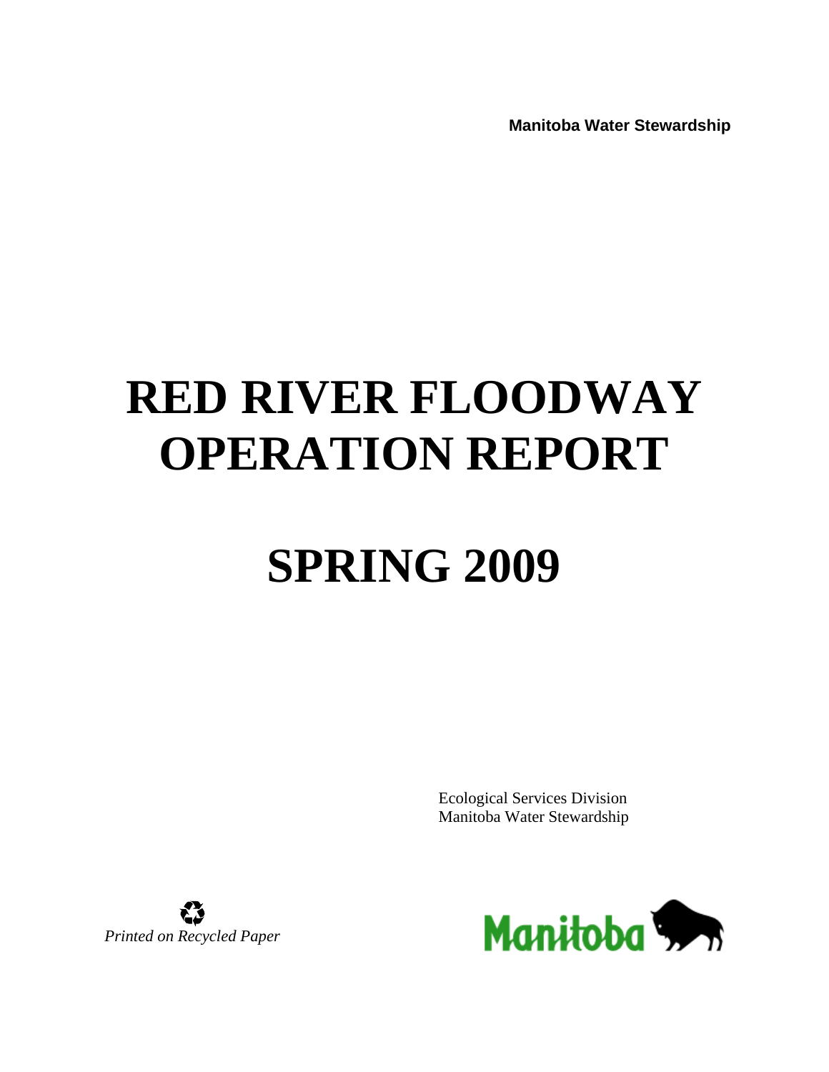**Manitoba Water Stewardship**

# RED RIVER FLOODWAY OPERATION REPORT

# SPRING 2009

Ecological Services Division
Manitoba Water Stewardship

*Printed on Recycled Paper*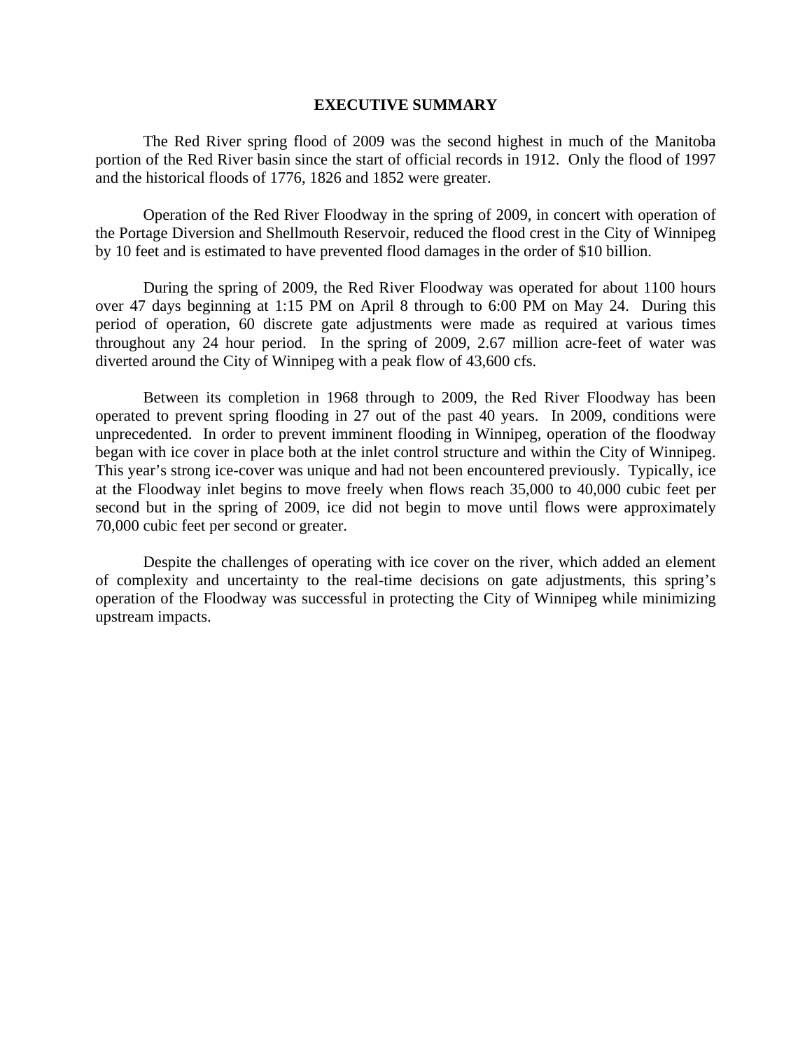# EXECUTIVE SUMMARY

The Red River spring flood of 2009 was the second highest in much of the Manitoba portion of the Red River basin since the start of official records in 1912. Only the flood of 1997 and the historical floods of 1776, 1826 and 1852 were greater.

Operation of the Red River Floodway in the spring of 2009, in concert with operation of the Portage Diversion and Shellmouth Reservoir, reduced the flood crest in the City of Winnipeg by 10 feet and is estimated to have prevented flood damages in the order of $10 billion.

During the spring of 2009, the Red River Floodway was operated for about 1100 hours over 47 days beginning at 1:15 PM on April 8 through to 6:00 PM on May 24. During this period of operation, 60 discrete gate adjustments were made as required at various times throughout any 24 hour period. In the spring of 2009, 2.67 million acre-feet of water was diverted around the City of Winnipeg with a peak flow of 43,600 cfs.

Between its completion in 1968 through to 2009, the Red River Floodway has been operated to prevent spring flooding in 27 out of the past 40 years. In 2009, conditions were unprecedented. In order to prevent imminent flooding in Winnipeg, operation of the floodway began with ice cover in place both at the inlet control structure and within the City of Winnipeg. This year's strong ice-cover was unique and had not been encountered previously. Typically, ice at the Floodway inlet begins to move freely when flows reach 35,000 to 40,000 cubic feet per second but in the spring of 2009, ice did not begin to move until flows were approximately 70,000 cubic feet per second or greater.

Despite the challenges of operating with ice cover on the river, which added an element of complexity and uncertainty to the real-time decisions on gate adjustments, this spring's operation of the Floodway was successful in protecting the City of Winnipeg while minimizing upstream impacts.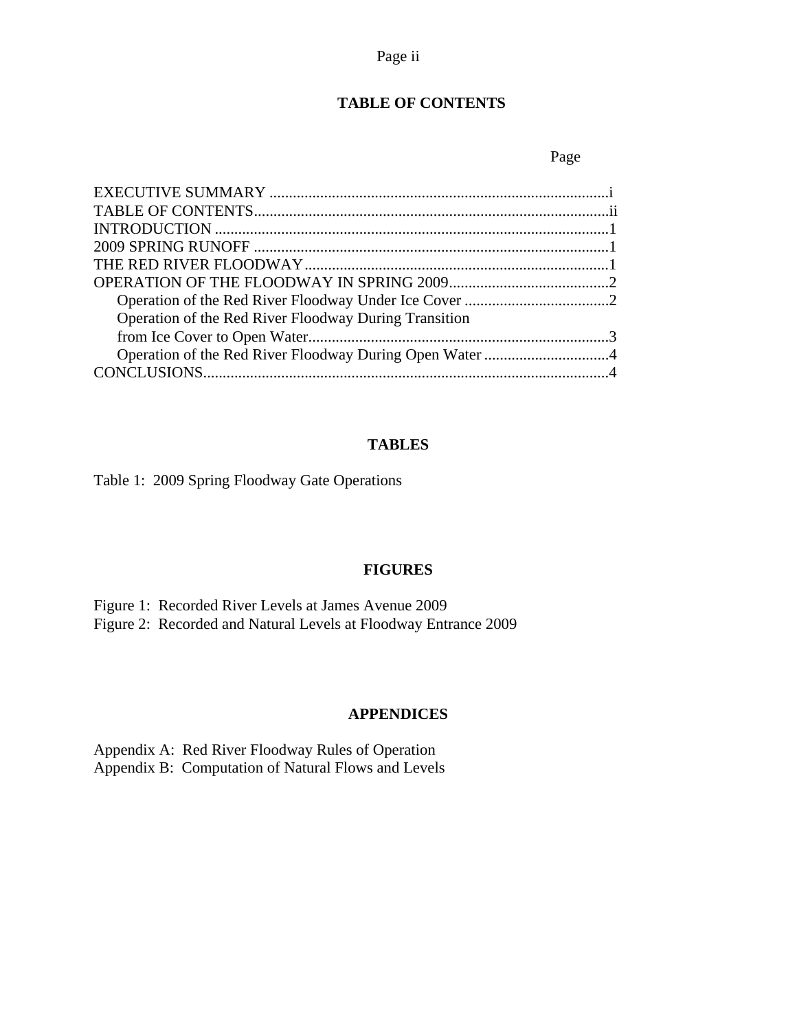## TABLE OF CONTENTS

| | Page |
|---|---|
| EXECUTIVE SUMMARY | i |
| TABLE OF CONTENTS | ii |
| INTRODUCTION | 1 |
| 2009 SPRING RUNOFF | 1 |
| THE RED RIVER FLOODWAY | 1 |
| OPERATION OF THE FLOODWAY IN SPRING 2009 | 2 |
| Operation of the Red River Floodway Under Ice Cover | 2 |
| Operation of the Red River Floodway During Transition from Ice Cover to Open Water | 3 |
| Operation of the Red River Floodway During Open Water | 4 |
| CONCLUSIONS | 4 |

## TABLES

Table 1: 2009 Spring Floodway Gate Operations

## FIGURES

Figure 1: Recorded River Levels at James Avenue 2009

Figure 2: Recorded and Natural Levels at Floodway Entrance 2009

## APPENDICES

Appendix A: Red River Floodway Rules of Operation

Appendix B: Computation of Natural Flows and Levels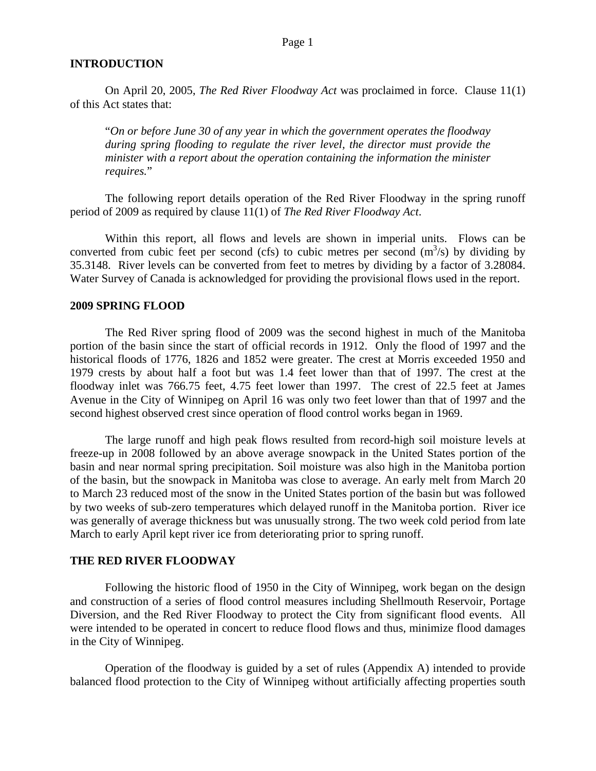## INTRODUCTION

On April 20, 2005, *The Red River Floodway Act* was proclaimed in force. Clause 11(1) of this Act states that:

> "*On or before June 30 of any year in which the government operates the floodway during spring flooding to regulate the river level, the director must provide the minister with a report about the operation containing the information the minister requires.*"

The following report details operation of the Red River Floodway in the spring runoff period of 2009 as required by clause 11(1) of *The Red River Floodway Act*.

Within this report, all flows and levels are shown in imperial units. Flows can be converted from cubic feet per second (cfs) to cubic metres per second ($m^3/s$) by dividing by 35.3148. River levels can be converted from feet to metres by dividing by a factor of 3.28084. Water Survey of Canada is acknowledged for providing the provisional flows used in the report.

## 2009 SPRING FLOOD

The Red River spring flood of 2009 was the second highest in much of the Manitoba portion of the basin since the start of official records in 1912. Only the flood of 1997 and the historical floods of 1776, 1826 and 1852 were greater. The crest at Morris exceeded 1950 and 1979 crests by about half a foot but was 1.4 feet lower than that of 1997. The crest at the floodway inlet was 766.75 feet, 4.75 feet lower than 1997. The crest of 22.5 feet at James Avenue in the City of Winnipeg on April 16 was only two feet lower than that of 1997 and the second highest observed crest since operation of flood control works began in 1969.

The large runoff and high peak flows resulted from record-high soil moisture levels at freeze-up in 2008 followed by an above average snowpack in the United States portion of the basin and near normal spring precipitation. Soil moisture was also high in the Manitoba portion of the basin, but the snowpack in Manitoba was close to average. An early melt from March 20 to March 23 reduced most of the snow in the United States portion of the basin but was followed by two weeks of sub-zero temperatures which delayed runoff in the Manitoba portion. River ice was generally of average thickness but was unusually strong. The two week cold period from late March to early April kept river ice from deteriorating prior to spring runoff.

## THE RED RIVER FLOODWAY

Following the historic flood of 1950 in the City of Winnipeg, work began on the design and construction of a series of flood control measures including Shellmouth Reservoir, Portage Diversion, and the Red River Floodway to protect the City from significant flood events. All were intended to be operated in concert to reduce flood flows and thus, minimize flood damages in the City of Winnipeg.

Operation of the floodway is guided by a set of rules (Appendix A) intended to provide balanced flood protection to the City of Winnipeg without artificially affecting properties south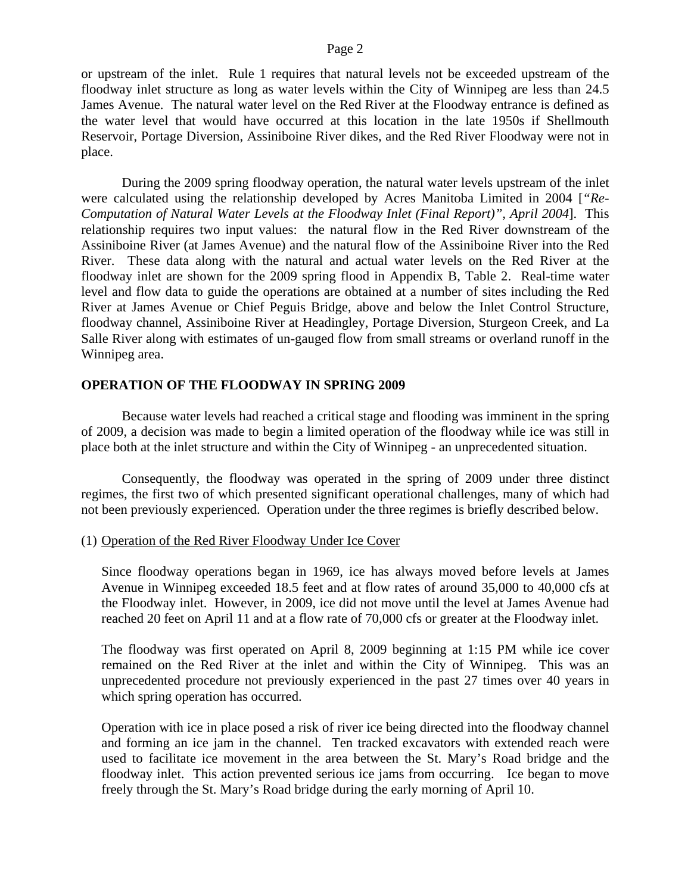or upstream of the inlet. Rule 1 requires that natural levels not be exceeded upstream of the floodway inlet structure as long as water levels within the City of Winnipeg are less than 24.5 James Avenue. The natural water level on the Red River at the Floodway entrance is defined as the water level that would have occurred at this location in the late 1950s if Shellmouth Reservoir, Portage Diversion, Assiniboine River dikes, and the Red River Floodway were not in place.

During the 2009 spring floodway operation, the natural water levels upstream of the inlet were calculated using the relationship developed by Acres Manitoba Limited in 2004 [*"Re-Computation of Natural Water Levels at the Floodway Inlet (Final Report)", April 2004*]. This relationship requires two input values: the natural flow in the Red River downstream of the Assiniboine River (at James Avenue) and the natural flow of the Assiniboine River into the Red River. These data along with the natural and actual water levels on the Red River at the floodway inlet are shown for the 2009 spring flood in Appendix B, Table 2. Real-time water level and flow data to guide the operations are obtained at a number of sites including the Red River at James Avenue or Chief Peguis Bridge, above and below the Inlet Control Structure, floodway channel, Assiniboine River at Headingley, Portage Diversion, Sturgeon Creek, and La Salle River along with estimates of un-gauged flow from small streams or overland runoff in the Winnipeg area.

## OPERATION OF THE FLOODWAY IN SPRING 2009

Because water levels had reached a critical stage and flooding was imminent in the spring of 2009, a decision was made to begin a limited operation of the floodway while ice was still in place both at the inlet structure and within the City of Winnipeg - an unprecedented situation.

Consequently, the floodway was operated in the spring of 2009 under three distinct regimes, the first two of which presented significant operational challenges, many of which had not been previously experienced. Operation under the three regimes is briefly described below.

(1) Operation of the Red River Floodway Under Ice Cover

Since floodway operations began in 1969, ice has always moved before levels at James Avenue in Winnipeg exceeded 18.5 feet and at flow rates of around 35,000 to 40,000 cfs at the Floodway inlet. However, in 2009, ice did not move until the level at James Avenue had reached 20 feet on April 11 and at a flow rate of 70,000 cfs or greater at the Floodway inlet.

The floodway was first operated on April 8, 2009 beginning at 1:15 PM while ice cover remained on the Red River at the inlet and within the City of Winnipeg. This was an unprecedented procedure not previously experienced in the past 27 times over 40 years in which spring operation has occurred.

Operation with ice in place posed a risk of river ice being directed into the floodway channel and forming an ice jam in the channel. Ten tracked excavators with extended reach were used to facilitate ice movement in the area between the St. Mary's Road bridge and the floodway inlet. This action prevented serious ice jams from occurring. Ice began to move freely through the St. Mary's Road bridge during the early morning of April 10.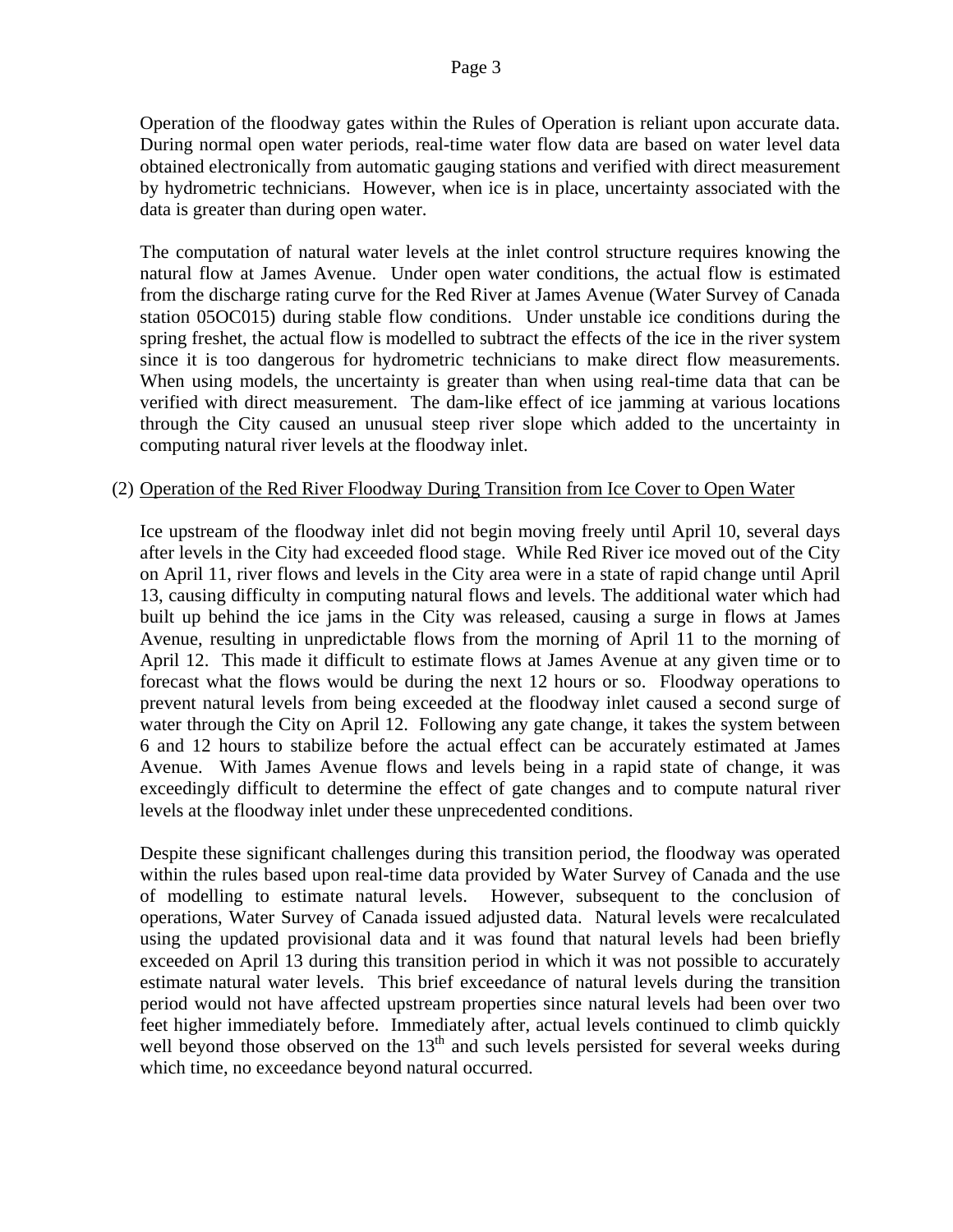Operation of the floodway gates within the Rules of Operation is reliant upon accurate data. During normal open water periods, real-time water flow data are based on water level data obtained electronically from automatic gauging stations and verified with direct measurement by hydrometric technicians. However, when ice is in place, uncertainty associated with the data is greater than during open water.

The computation of natural water levels at the inlet control structure requires knowing the natural flow at James Avenue. Under open water conditions, the actual flow is estimated from the discharge rating curve for the Red River at James Avenue (Water Survey of Canada station 05OC015) during stable flow conditions. Under unstable ice conditions during the spring freshet, the actual flow is modelled to subtract the effects of the ice in the river system since it is too dangerous for hydrometric technicians to make direct flow measurements. When using models, the uncertainty is greater than when using real-time data that can be verified with direct measurement. The dam-like effect of ice jamming at various locations through the City caused an unusual steep river slope which added to the uncertainty in computing natural river levels at the floodway inlet.

(2) <u>Operation of the Red River Floodway During Transition from Ice Cover to Open Water</u>

Ice upstream of the floodway inlet did not begin moving freely until April 10, several days after levels in the City had exceeded flood stage. While Red River ice moved out of the City on April 11, river flows and levels in the City area were in a state of rapid change until April 13, causing difficulty in computing natural flows and levels. The additional water which had built up behind the ice jams in the City was released, causing a surge in flows at James Avenue, resulting in unpredictable flows from the morning of April 11 to the morning of April 12. This made it difficult to estimate flows at James Avenue at any given time or to forecast what the flows would be during the next 12 hours or so. Floodway operations to prevent natural levels from being exceeded at the floodway inlet caused a second surge of water through the City on April 12. Following any gate change, it takes the system between 6 and 12 hours to stabilize before the actual effect can be accurately estimated at James Avenue. With James Avenue flows and levels being in a rapid state of change, it was exceedingly difficult to determine the effect of gate changes and to compute natural river levels at the floodway inlet under these unprecedented conditions.

Despite these significant challenges during this transition period, the floodway was operated within the rules based upon real-time data provided by Water Survey of Canada and the use of modelling to estimate natural levels. However, subsequent to the conclusion of operations, Water Survey of Canada issued adjusted data. Natural levels were recalculated using the updated provisional data and it was found that natural levels had been briefly exceeded on April 13 during this transition period in which it was not possible to accurately estimate natural water levels. This brief exceedance of natural levels during the transition period would not have affected upstream properties since natural levels had been over two feet higher immediately before. Immediately after, actual levels continued to climb quickly well beyond those observed on the 13th and such levels persisted for several weeks during which time, no exceedance beyond natural occurred.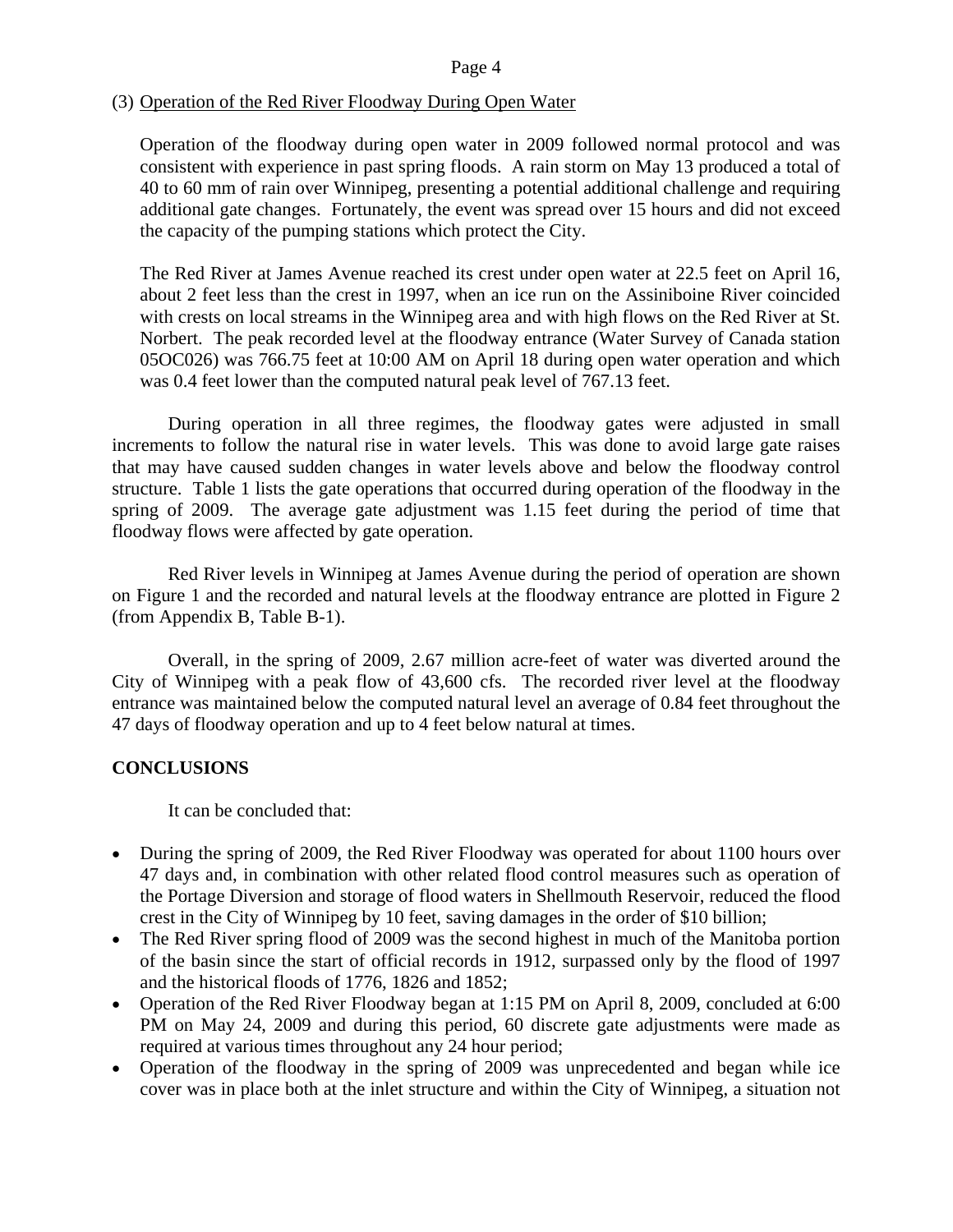(3) <u>Operation of the Red River Floodway During Open Water</u>

Operation of the floodway during open water in 2009 followed normal protocol and was consistent with experience in past spring floods. A rain storm on May 13 produced a total of 40 to 60 mm of rain over Winnipeg, presenting a potential additional challenge and requiring additional gate changes. Fortunately, the event was spread over 15 hours and did not exceed the capacity of the pumping stations which protect the City.

The Red River at James Avenue reached its crest under open water at 22.5 feet on April 16, about 2 feet less than the crest in 1997, when an ice run on the Assiniboine River coincided with crests on local streams in the Winnipeg area and with high flows on the Red River at St. Norbert. The peak recorded level at the floodway entrance (Water Survey of Canada station 05OC026) was 766.75 feet at 10:00 AM on April 18 during open water operation and which was 0.4 feet lower than the computed natural peak level of 767.13 feet.

During operation in all three regimes, the floodway gates were adjusted in small increments to follow the natural rise in water levels. This was done to avoid large gate raises that may have caused sudden changes in water levels above and below the floodway control structure. Table 1 lists the gate operations that occurred during operation of the floodway in the spring of 2009. The average gate adjustment was 1.15 feet during the period of time that floodway flows were affected by gate operation.

Red River levels in Winnipeg at James Avenue during the period of operation are shown on Figure 1 and the recorded and natural levels at the floodway entrance are plotted in Figure 2 (from Appendix B, Table B-1).

Overall, in the spring of 2009, 2.67 million acre-feet of water was diverted around the City of Winnipeg with a peak flow of 43,600 cfs. The recorded river level at the floodway entrance was maintained below the computed natural level an average of 0.84 feet throughout the 47 days of floodway operation and up to 4 feet below natural at times.

## CONCLUSIONS

It can be concluded that:

- During the spring of 2009, the Red River Floodway was operated for about 1100 hours over 47 days and, in combination with other related flood control measures such as operation of the Portage Diversion and storage of flood waters in Shellmouth Reservoir, reduced the flood crest in the City of Winnipeg by 10 feet, saving damages in the order of $10 billion;
- The Red River spring flood of 2009 was the second highest in much of the Manitoba portion of the basin since the start of official records in 1912, surpassed only by the flood of 1997 and the historical floods of 1776, 1826 and 1852;
- Operation of the Red River Floodway began at 1:15 PM on April 8, 2009, concluded at 6:00 PM on May 24, 2009 and during this period, 60 discrete gate adjustments were made as required at various times throughout any 24 hour period;
- Operation of the floodway in the spring of 2009 was unprecedented and began while ice cover was in place both at the inlet structure and within the City of Winnipeg, a situation not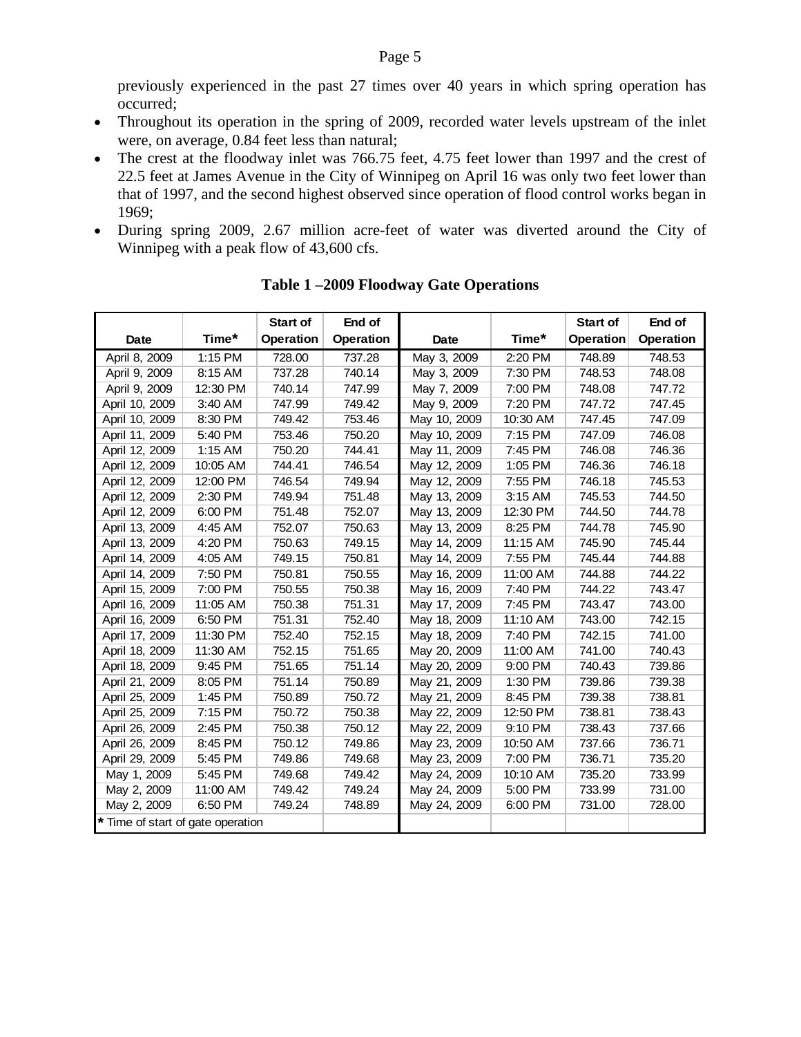previously experienced in the past 27 times over 40 years in which spring operation has occurred;

- Throughout its operation in the spring of 2009, recorded water levels upstream of the inlet were, on average, 0.84 feet less than natural;
- The crest at the floodway inlet was 766.75 feet, 4.75 feet lower than 1997 and the crest of 22.5 feet at James Avenue in the City of Winnipeg on April 16 was only two feet lower than that of 1997, and the second highest observed since operation of flood control works began in 1969;
- During spring 2009, 2.67 million acre-feet of water was diverted around the City of Winnipeg with a peak flow of 43,600 cfs.

**Table 1 –2009 Floodway Gate Operations**

| Date | Time* | Start of Operation | End of Operation | Date | Time* | Start of Operation | End of Operation |
|---|---|---|---|---|---|---|---|
| April 8, 2009 | 1:15 PM | 728.00 | 737.28 | May 3, 2009 | 2:20 PM | 748.89 | 748.53 |
| April 9, 2009 | 8:15 AM | 737.28 | 740.14 | May 3, 2009 | 7:30 PM | 748.53 | 748.08 |
| April 9, 2009 | 12:30 PM | 740.14 | 747.99 | May 7, 2009 | 7:00 PM | 748.08 | 747.72 |
| April 10, 2009 | 3:40 AM | 747.99 | 749.42 | May 9, 2009 | 7:20 PM | 747.72 | 747.45 |
| April 10, 2009 | 8:30 PM | 749.42 | 753.46 | May 10, 2009 | 10:30 AM | 747.45 | 747.09 |
| April 11, 2009 | 5:40 PM | 753.46 | 750.20 | May 10, 2009 | 7:15 PM | 747.09 | 746.08 |
| April 12, 2009 | 1:15 AM | 750.20 | 744.41 | May 11, 2009 | 7:45 PM | 746.08 | 746.36 |
| April 12, 2009 | 10:05 AM | 744.41 | 746.54 | May 12, 2009 | 1:05 PM | 746.36 | 746.18 |
| April 12, 2009 | 12:00 PM | 746.54 | 749.94 | May 12, 2009 | 7:55 PM | 746.18 | 745.53 |
| April 12, 2009 | 2:30 PM | 749.94 | 751.48 | May 13, 2009 | 3:15 AM | 745.53 | 744.50 |
| April 12, 2009 | 6:00 PM | 751.48 | 752.07 | May 13, 2009 | 12:30 PM | 744.50 | 744.78 |
| April 13, 2009 | 4:45 AM | 752.07 | 750.63 | May 13, 2009 | 8:25 PM | 744.78 | 745.90 |
| April 13, 2009 | 4:20 PM | 750.63 | 749.15 | May 14, 2009 | 11:15 AM | 745.90 | 745.44 |
| April 14, 2009 | 4:05 AM | 749.15 | 750.81 | May 14, 2009 | 7:55 PM | 745.44 | 744.88 |
| April 14, 2009 | 7:50 PM | 750.81 | 750.55 | May 16, 2009 | 11:00 AM | 744.88 | 744.22 |
| April 15, 2009 | 7:00 PM | 750.55 | 750.38 | May 16, 2009 | 7:40 PM | 744.22 | 743.47 |
| April 16, 2009 | 11:05 AM | 750.38 | 751.31 | May 17, 2009 | 7:45 PM | 743.47 | 743.00 |
| April 16, 2009 | 6:50 PM | 751.31 | 752.40 | May 18, 2009 | 11:10 AM | 743.00 | 742.15 |
| April 17, 2009 | 11:30 PM | 752.40 | 752.15 | May 18, 2009 | 7:40 PM | 742.15 | 741.00 |
| April 18, 2009 | 11:30 AM | 752.15 | 751.65 | May 20, 2009 | 11:00 AM | 741.00 | 740.43 |
| April 18, 2009 | 9:45 PM | 751.65 | 751.14 | May 20, 2009 | 9:00 PM | 740.43 | 739.86 |
| April 21, 2009 | 8:05 PM | 751.14 | 750.89 | May 21, 2009 | 1:30 PM | 739.86 | 739.38 |
| April 25, 2009 | 1:45 PM | 750.89 | 750.72 | May 21, 2009 | 8:45 PM | 739.38 | 738.81 |
| April 25, 2009 | 7:15 PM | 750.72 | 750.38 | May 22, 2009 | 12:50 PM | 738.81 | 738.43 |
| April 26, 2009 | 2:45 PM | 750.38 | 750.12 | May 22, 2009 | 9:10 PM | 738.43 | 737.66 |
| April 26, 2009 | 8:45 PM | 750.12 | 749.86 | May 23, 2009 | 10:50 AM | 737.66 | 736.71 |
| April 29, 2009 | 5:45 PM | 749.86 | 749.68 | May 23, 2009 | 7:00 PM | 736.71 | 735.20 |
| May 1, 2009 | 5:45 PM | 749.68 | 749.42 | May 24, 2009 | 10:10 AM | 735.20 | 733.99 |
| May 2, 2009 | 11:00 AM | 749.42 | 749.24 | May 24, 2009 | 5:00 PM | 733.99 | 731.00 |
| May 2, 2009 | 6:50 PM | 749.24 | 748.89 | May 24, 2009 | 6:00 PM | 731.00 | 728.00 |
| * Time of start of gate operation | | | | | | | |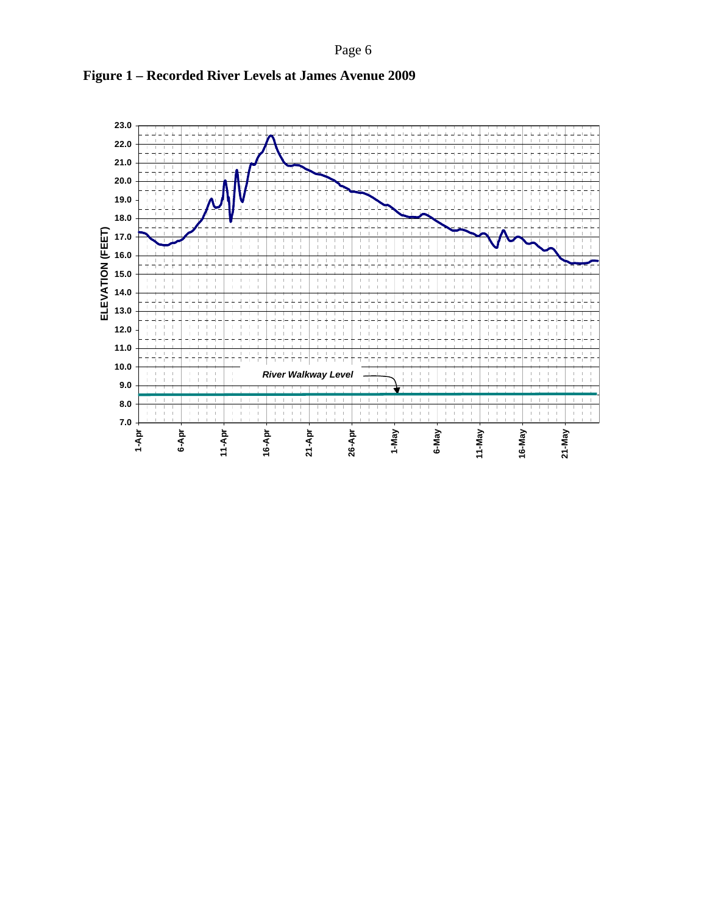**Figure 1 – Recorded River Levels at James Avenue 2009**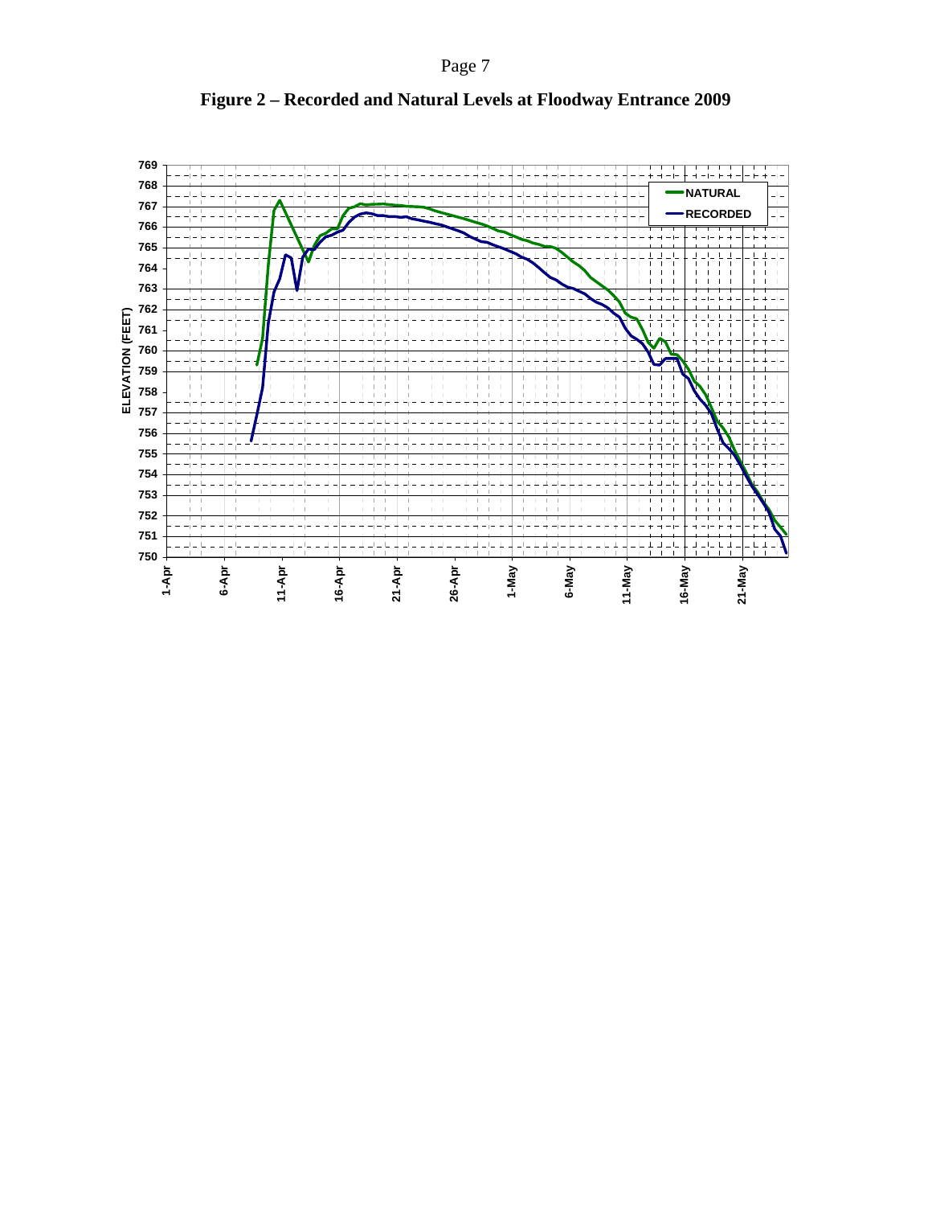**Figure 2 – Recorded and Natural Levels at Floodway Entrance 2009**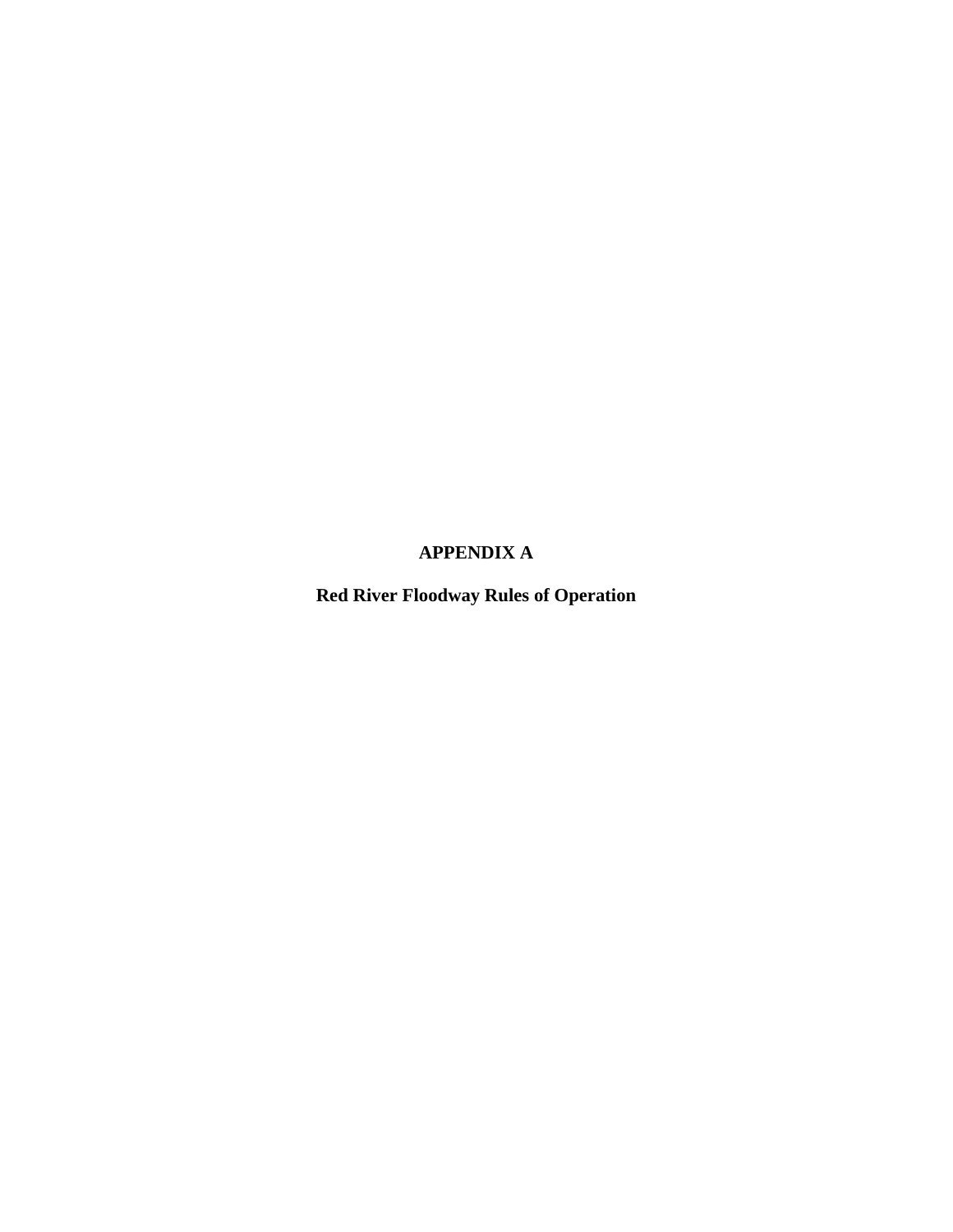# APPENDIX A

## Red River Floodway Rules of Operation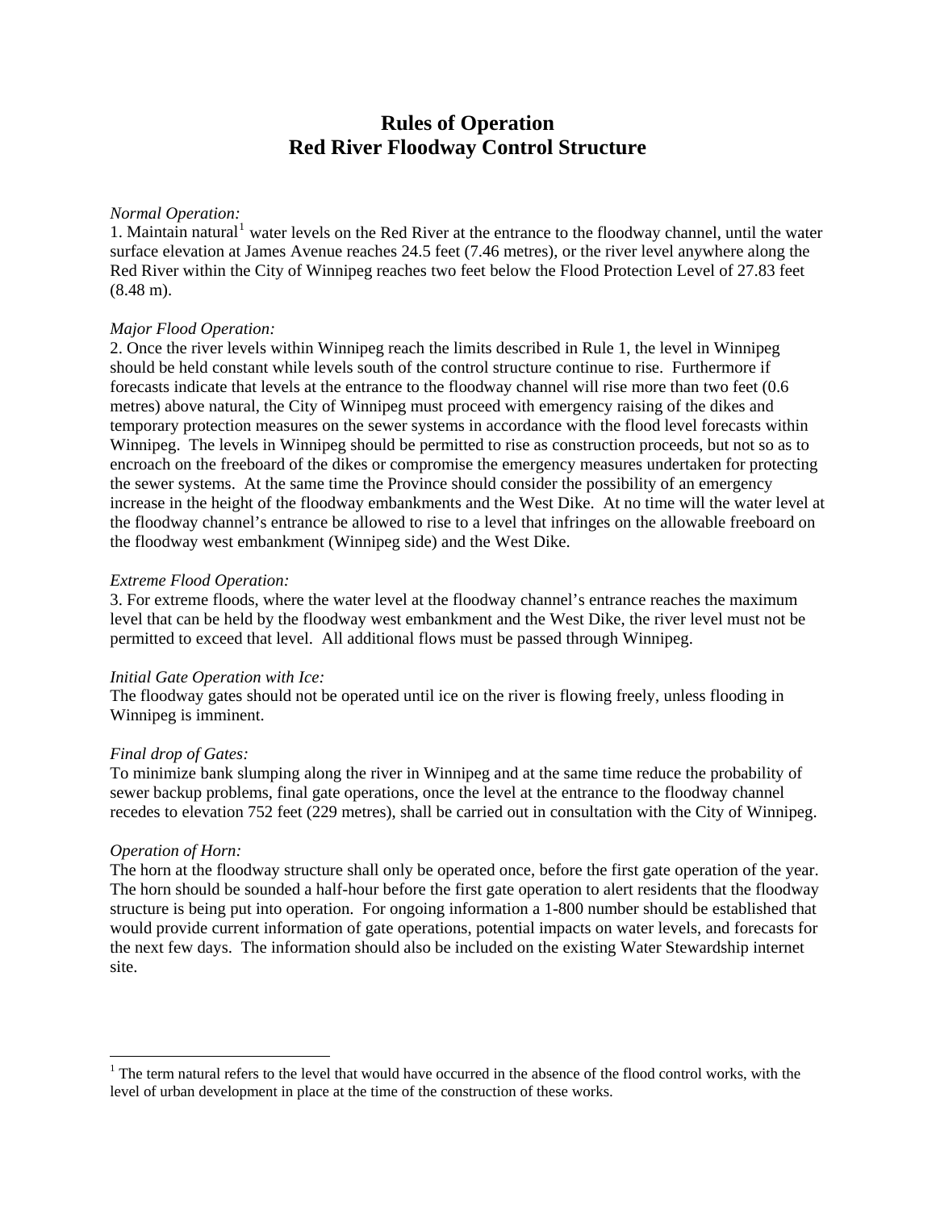# Rules of Operation
# Red River Floodway Control Structure

*Normal Operation:*

1. Maintain natural[1] water levels on the Red River at the entrance to the floodway channel, until the water surface elevation at James Avenue reaches 24.5 feet (7.46 metres), or the river level anywhere along the Red River within the City of Winnipeg reaches two feet below the Flood Protection Level of 27.83 feet (8.48 m).

*Major Flood Operation:*

2. Once the river levels within Winnipeg reach the limits described in Rule 1, the level in Winnipeg should be held constant while levels south of the control structure continue to rise. Furthermore if forecasts indicate that levels at the entrance to the floodway channel will rise more than two feet (0.6 metres) above natural, the City of Winnipeg must proceed with emergency raising of the dikes and temporary protection measures on the sewer systems in accordance with the flood level forecasts within Winnipeg. The levels in Winnipeg should be permitted to rise as construction proceeds, but not so as to encroach on the freeboard of the dikes or compromise the emergency measures undertaken for protecting the sewer systems. At the same time the Province should consider the possibility of an emergency increase in the height of the floodway embankments and the West Dike. At no time will the water level at the floodway channel's entrance be allowed to rise to a level that infringes on the allowable freeboard on the floodway west embankment (Winnipeg side) and the West Dike.

*Extreme Flood Operation:*

3. For extreme floods, where the water level at the floodway channel's entrance reaches the maximum level that can be held by the floodway west embankment and the West Dike, the river level must not be permitted to exceed that level. All additional flows must be passed through Winnipeg.

*Initial Gate Operation with Ice:*

The floodway gates should not be operated until ice on the river is flowing freely, unless flooding in Winnipeg is imminent.

*Final drop of Gates:*

To minimize bank slumping along the river in Winnipeg and at the same time reduce the probability of sewer backup problems, final gate operations, once the level at the entrance to the floodway channel recedes to elevation 752 feet (229 metres), shall be carried out in consultation with the City of Winnipeg.

*Operation of Horn:*

The horn at the floodway structure shall only be operated once, before the first gate operation of the year. The horn should be sounded a half-hour before the first gate operation to alert residents that the floodway structure is being put into operation. For ongoing information a 1-800 number should be established that would provide current information of gate operations, potential impacts on water levels, and forecasts for the next few days. The information should also be included on the existing Water Stewardship internet site.

---

[1] The term natural refers to the level that would have occurred in the absence of the flood control works, with the level of urban development in place at the time of the construction of these works.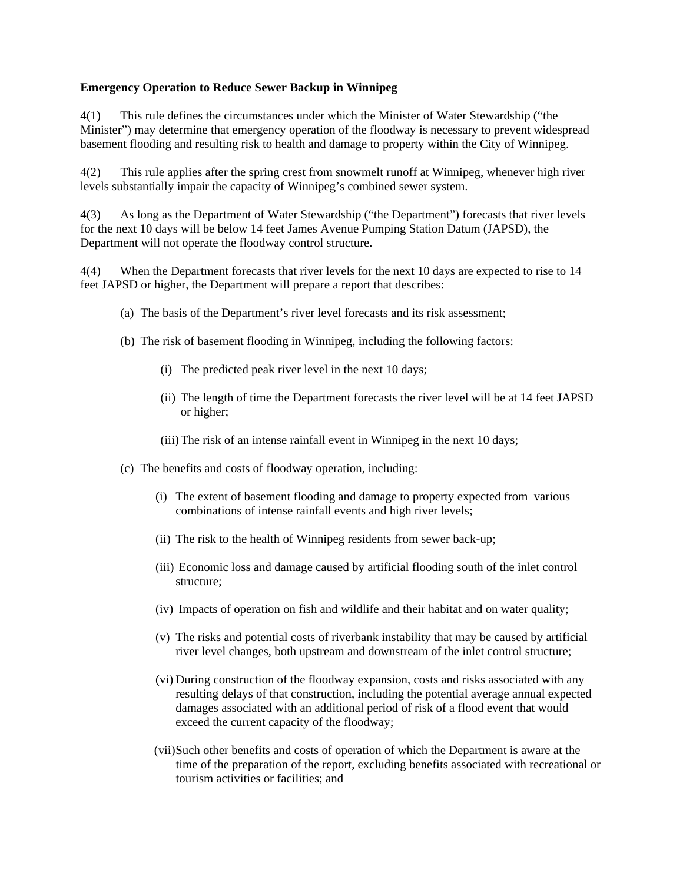**Emergency Operation to Reduce Sewer Backup in Winnipeg**

4(1) This rule defines the circumstances under which the Minister of Water Stewardship ("the Minister") may determine that emergency operation of the floodway is necessary to prevent widespread basement flooding and resulting risk to health and damage to property within the City of Winnipeg.

4(2) This rule applies after the spring crest from snowmelt runoff at Winnipeg, whenever high river levels substantially impair the capacity of Winnipeg's combined sewer system.

4(3) As long as the Department of Water Stewardship ("the Department") forecasts that river levels for the next 10 days will be below 14 feet James Avenue Pumping Station Datum (JAPSD), the Department will not operate the floodway control structure.

4(4) When the Department forecasts that river levels for the next 10 days are expected to rise to 14 feet JAPSD or higher, the Department will prepare a report that describes:

(a) The basis of the Department's river level forecasts and its risk assessment;

(b) The risk of basement flooding in Winnipeg, including the following factors:

(i) The predicted peak river level in the next 10 days;

(ii) The length of time the Department forecasts the river level will be at 14 feet JAPSD or higher;

(iii) The risk of an intense rainfall event in Winnipeg in the next 10 days;

(c) The benefits and costs of floodway operation, including:

(i) The extent of basement flooding and damage to property expected from various combinations of intense rainfall events and high river levels;

(ii) The risk to the health of Winnipeg residents from sewer back-up;

(iii) Economic loss and damage caused by artificial flooding south of the inlet control structure;

(iv) Impacts of operation on fish and wildlife and their habitat and on water quality;

(v) The risks and potential costs of riverbank instability that may be caused by artificial river level changes, both upstream and downstream of the inlet control structure;

(vi) During construction of the floodway expansion, costs and risks associated with any resulting delays of that construction, including the potential average annual expected damages associated with an additional period of risk of a flood event that would exceed the current capacity of the floodway;

(vii) Such other benefits and costs of operation of which the Department is aware at the time of the preparation of the report, excluding benefits associated with recreational or tourism activities or facilities; and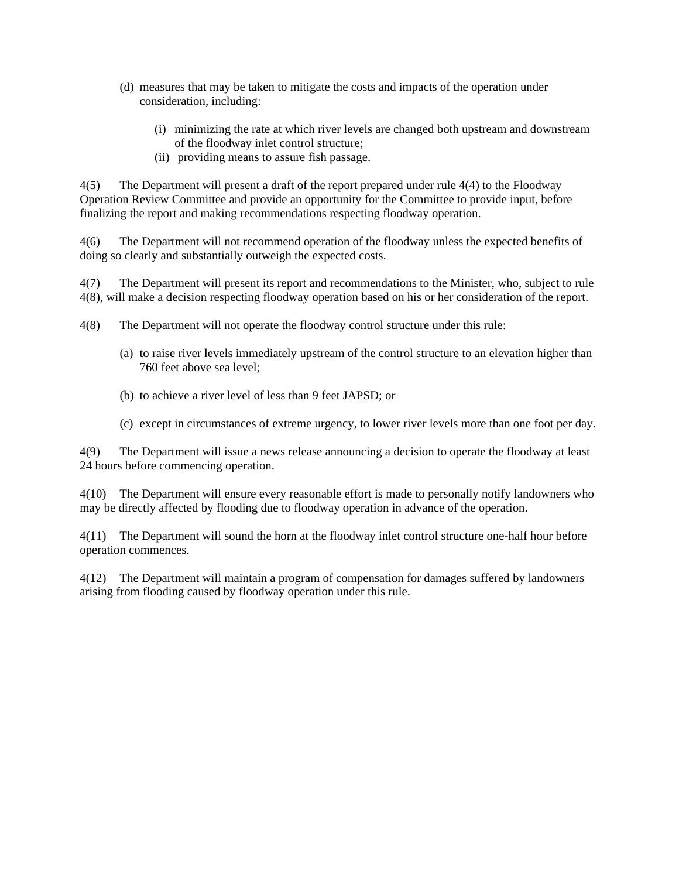(d) measures that may be taken to mitigate the costs and impacts of the operation under consideration, including:

   (i) minimizing the rate at which river levels are changed both upstream and downstream of the floodway inlet control structure;
   (ii) providing means to assure fish passage.

4(5) The Department will present a draft of the report prepared under rule 4(4) to the Floodway Operation Review Committee and provide an opportunity for the Committee to provide input, before finalizing the report and making recommendations respecting floodway operation.

4(6) The Department will not recommend operation of the floodway unless the expected benefits of doing so clearly and substantially outweigh the expected costs.

4(7) The Department will present its report and recommendations to the Minister, who, subject to rule 4(8), will make a decision respecting floodway operation based on his or her consideration of the report.

4(8) The Department will not operate the floodway control structure under this rule:

(a) to raise river levels immediately upstream of the control structure to an elevation higher than 760 feet above sea level;

(b) to achieve a river level of less than 9 feet JAPSD; or

(c) except in circumstances of extreme urgency, to lower river levels more than one foot per day.

4(9) The Department will issue a news release announcing a decision to operate the floodway at least 24 hours before commencing operation.

4(10) The Department will ensure every reasonable effort is made to personally notify landowners who may be directly affected by flooding due to floodway operation in advance of the operation.

4(11) The Department will sound the horn at the floodway inlet control structure one-half hour before operation commences.

4(12) The Department will maintain a program of compensation for damages suffered by landowners arising from flooding caused by floodway operation under this rule.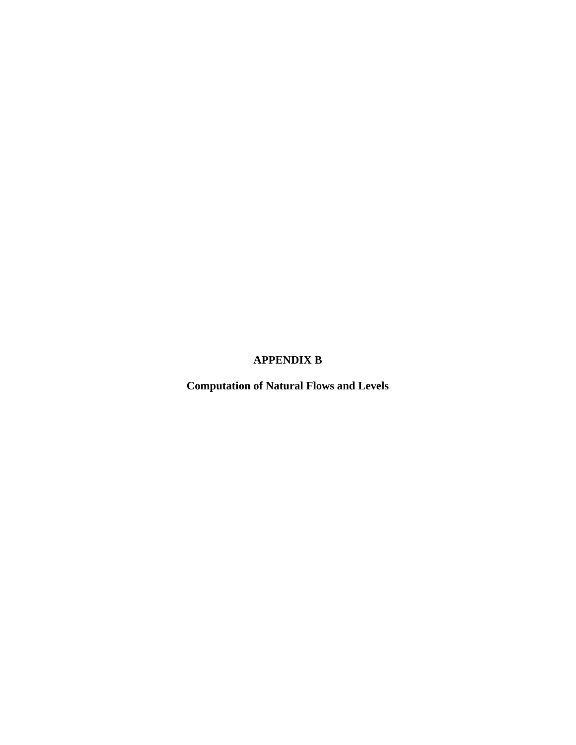# APPENDIX B

## Computation of Natural Flows and Levels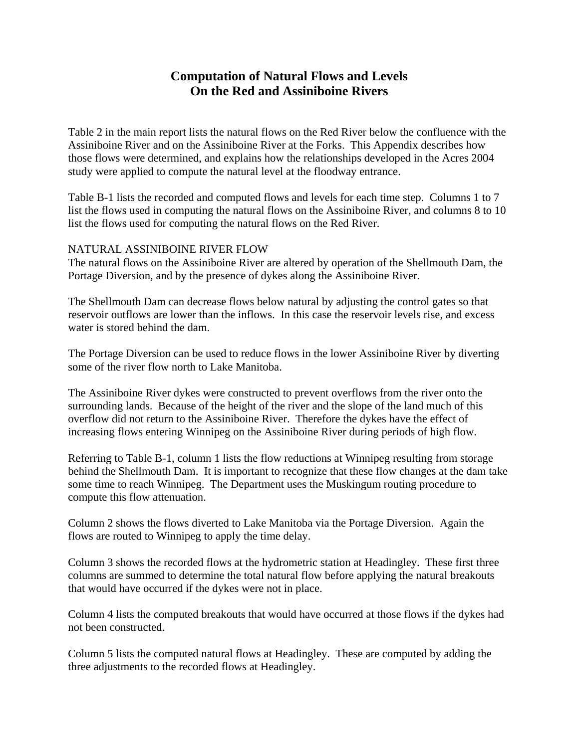# Computation of Natural Flows and Levels
# On the Red and Assiniboine Rivers

Table 2 in the main report lists the natural flows on the Red River below the confluence with the Assiniboine River and on the Assiniboine River at the Forks. This Appendix describes how those flows were determined, and explains how the relationships developed in the Acres 2004 study were applied to compute the natural level at the floodway entrance.

Table B-1 lists the recorded and computed flows and levels for each time step. Columns 1 to 7 list the flows used in computing the natural flows on the Assiniboine River, and columns 8 to 10 list the flows used for computing the natural flows on the Red River.

## NATURAL ASSINIBOINE RIVER FLOW

The natural flows on the Assiniboine River are altered by operation of the Shellmouth Dam, the Portage Diversion, and by the presence of dykes along the Assiniboine River.

The Shellmouth Dam can decrease flows below natural by adjusting the control gates so that reservoir outflows are lower than the inflows. In this case the reservoir levels rise, and excess water is stored behind the dam.

The Portage Diversion can be used to reduce flows in the lower Assiniboine River by diverting some of the river flow north to Lake Manitoba.

The Assiniboine River dykes were constructed to prevent overflows from the river onto the surrounding lands. Because of the height of the river and the slope of the land much of this overflow did not return to the Assiniboine River. Therefore the dykes have the effect of increasing flows entering Winnipeg on the Assiniboine River during periods of high flow.

Referring to Table B-1, column 1 lists the flow reductions at Winnipeg resulting from storage behind the Shellmouth Dam. It is important to recognize that these flow changes at the dam take some time to reach Winnipeg. The Department uses the Muskingum routing procedure to compute this flow attenuation.

Column 2 shows the flows diverted to Lake Manitoba via the Portage Diversion. Again the flows are routed to Winnipeg to apply the time delay.

Column 3 shows the recorded flows at the hydrometric station at Headingley. These first three columns are summed to determine the total natural flow before applying the natural breakouts that would have occurred if the dykes were not in place.

Column 4 lists the computed breakouts that would have occurred at those flows if the dykes had not been constructed.

Column 5 lists the computed natural flows at Headingley. These are computed by adding the three adjustments to the recorded flows at Headingley.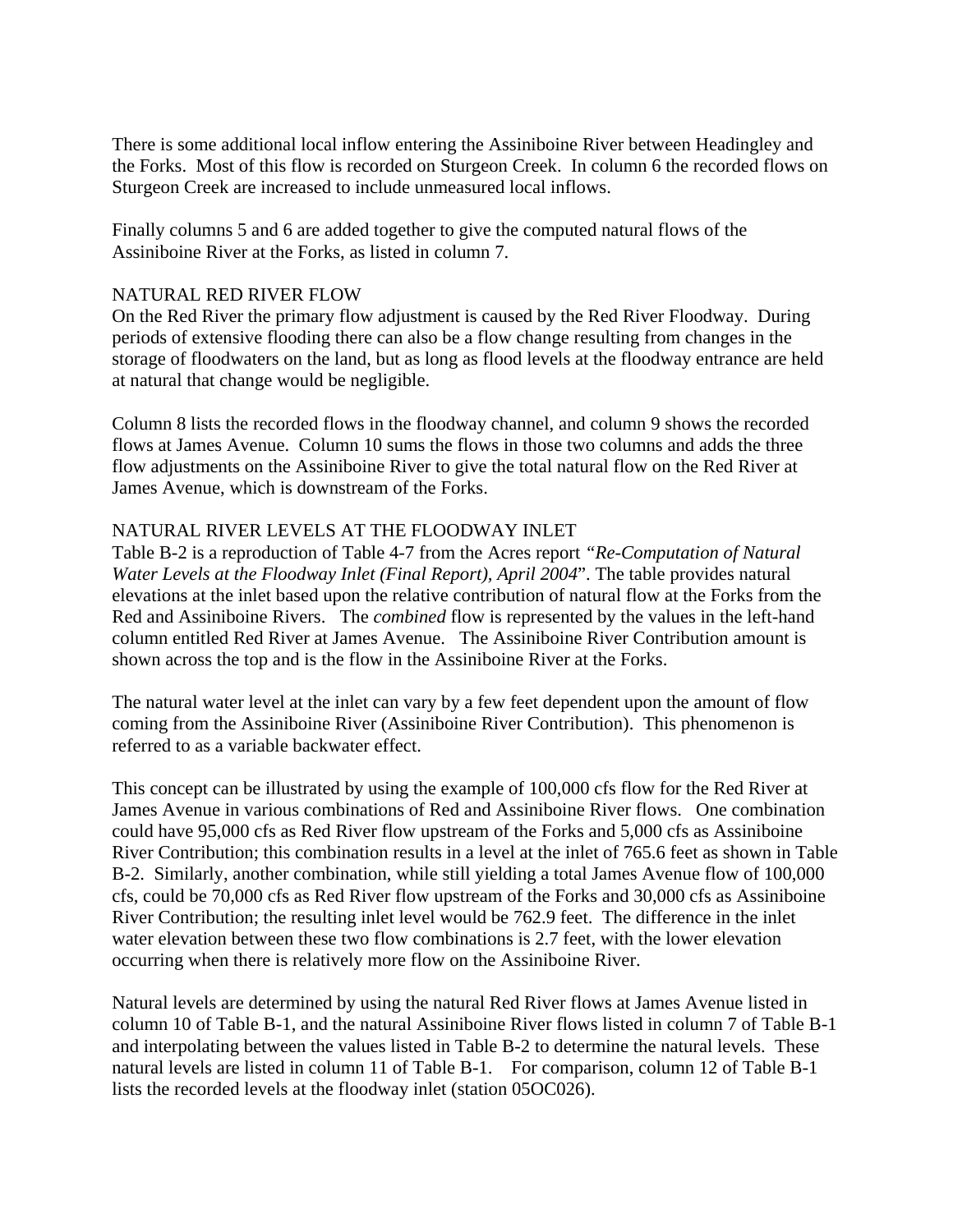There is some additional local inflow entering the Assiniboine River between Headingley and the Forks. Most of this flow is recorded on Sturgeon Creek. In column 6 the recorded flows on Sturgeon Creek are increased to include unmeasured local inflows.

Finally columns 5 and 6 are added together to give the computed natural flows of the Assiniboine River at the Forks, as listed in column 7.

NATURAL RED RIVER FLOW

On the Red River the primary flow adjustment is caused by the Red River Floodway. During periods of extensive flooding there can also be a flow change resulting from changes in the storage of floodwaters on the land, but as long as flood levels at the floodway entrance are held at natural that change would be negligible.

Column 8 lists the recorded flows in the floodway channel, and column 9 shows the recorded flows at James Avenue. Column 10 sums the flows in those two columns and adds the three flow adjustments on the Assiniboine River to give the total natural flow on the Red River at James Avenue, which is downstream of the Forks.

NATURAL RIVER LEVELS AT THE FLOODWAY INLET

Table B-2 is a reproduction of Table 4-7 from the Acres report *"Re-Computation of Natural Water Levels at the Floodway Inlet (Final Report), April 2004*". The table provides natural elevations at the inlet based upon the relative contribution of natural flow at the Forks from the Red and Assiniboine Rivers. The *combined* flow is represented by the values in the left-hand column entitled Red River at James Avenue. The Assiniboine River Contribution amount is shown across the top and is the flow in the Assiniboine River at the Forks.

The natural water level at the inlet can vary by a few feet dependent upon the amount of flow coming from the Assiniboine River (Assiniboine River Contribution). This phenomenon is referred to as a variable backwater effect.

This concept can be illustrated by using the example of 100,000 cfs flow for the Red River at James Avenue in various combinations of Red and Assiniboine River flows. One combination could have 95,000 cfs as Red River flow upstream of the Forks and 5,000 cfs as Assiniboine River Contribution; this combination results in a level at the inlet of 765.6 feet as shown in Table B-2. Similarly, another combination, while still yielding a total James Avenue flow of 100,000 cfs, could be 70,000 cfs as Red River flow upstream of the Forks and 30,000 cfs as Assiniboine River Contribution; the resulting inlet level would be 762.9 feet. The difference in the inlet water elevation between these two flow combinations is 2.7 feet, with the lower elevation occurring when there is relatively more flow on the Assiniboine River.

Natural levels are determined by using the natural Red River flows at James Avenue listed in column 10 of Table B-1, and the natural Assiniboine River flows listed in column 7 of Table B-1 and interpolating between the values listed in Table B-2 to determine the natural levels. These natural levels are listed in column 11 of Table B-1. For comparison, column 12 of Table B-1 lists the recorded levels at the floodway inlet (station 05OC026).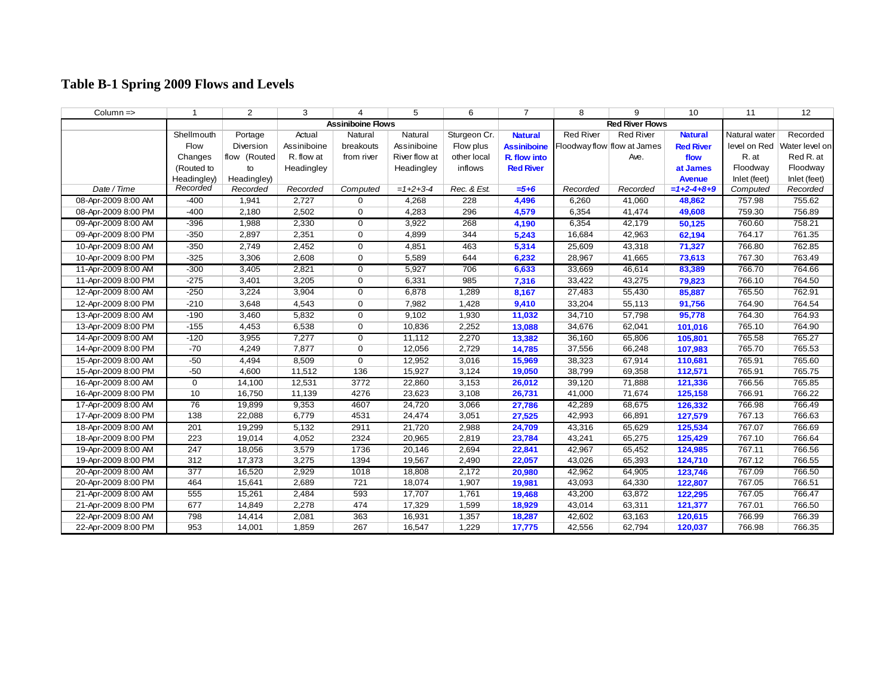# Table B-1 Spring 2009 Flows and Levels

| Column => | 1 | 2 | 3 | 4 | 5 | 6 | 7 | 8 | 9 | 10 | 11 | 12 |
|---|---|---|---|---|---|---|---|---|---|---|---|---|
| | | | Assiniboine Flows | | | | | Red River Flows | | | | |
| | Shellmouth Flow Changes (Routed to Headingley) | Portage Diversion flow (Routed to Headingley) | Actual Assiniboine R. flow at Headingley | Natural breakouts from river | Natural Assiniboine River flow at Headingley | Sturgeon Cr. Flow plus other local inflows | **Natural Assiniboine R. flow into Red River** | Red River Floodway flow | Red River flow at James Ave. | **Natural Red River flow at James Avenue** | Natural water level on Red R. at Floodway Inlet (feet) | Recorded Water level on Red R. at Floodway Inlet (feet) |
| *Date / Time* | *Recorded* | *Recorded* | *Recorded* | *Computed* | *=1+2+3-4* | *Rec. & Est.* | **=5+6** | *Recorded* | *Recorded* | ***=1+2-4+8+9*** | *Computed* | *Recorded* |
| 08-Apr-2009 8:00 AM | -400 | 1,941 | 2,727 | 0 | 4,268 | 228 | **4,496** | 6,260 | 41,060 | **48,862** | 757.98 | 755.62 |
| 08-Apr-2009 8:00 PM | -400 | 2,180 | 2,502 | 0 | 4,283 | 296 | **4,579** | 6,354 | 41,474 | **49,608** | 759.30 | 756.89 |
| 09-Apr-2009 8:00 AM | -396 | 1,988 | 2,330 | 0 | 3,922 | 268 | **4,190** | 6,354 | 42,179 | **50,125** | 760.60 | 758.21 |
| 09-Apr-2009 8:00 PM | -350 | 2,897 | 2,351 | 0 | 4,899 | 344 | **5,243** | 16,684 | 42,963 | **62,194** | 764.17 | 761.35 |
| 10-Apr-2009 8:00 AM | -350 | 2,749 | 2,452 | 0 | 4,851 | 463 | **5,314** | 25,609 | 43,318 | **71,327** | 766.80 | 762.85 |
| 10-Apr-2009 8:00 PM | -325 | 3,306 | 2,608 | 0 | 5,589 | 644 | **6,232** | 28,967 | 41,665 | **73,613** | 767.30 | 763.49 |
| 11-Apr-2009 8:00 AM | -300 | 3,405 | 2,821 | 0 | 5,927 | 706 | **6,633** | 33,669 | 46,614 | **83,389** | 766.70 | 764.66 |
| 11-Apr-2009 8:00 PM | -275 | 3,401 | 3,205 | 0 | 6,331 | 985 | **7,316** | 33,422 | 43,275 | **79,823** | 766.10 | 764.50 |
| 12-Apr-2009 8:00 AM | -250 | 3,224 | 3,904 | 0 | 6,878 | 1,289 | **8,167** | 27,483 | 55,430 | **85,887** | 765.50 | 762.91 |
| 12-Apr-2009 8:00 PM | -210 | 3,648 | 4,543 | 0 | 7,982 | 1,428 | **9,410** | 33,204 | 55,113 | **91,756** | 764.90 | 764.54 |
| 13-Apr-2009 8:00 AM | -190 | 3,460 | 5,832 | 0 | 9,102 | 1,930 | **11,032** | 34,710 | 57,798 | **95,778** | 764.30 | 764.93 |
| 13-Apr-2009 8:00 PM | -155 | 4,453 | 6,538 | 0 | 10,836 | 2,252 | **13,088** | 34,676 | 62,041 | **101,016** | 765.10 | 764.90 |
| 14-Apr-2009 8:00 AM | -120 | 3,955 | 7,277 | 0 | 11,112 | 2,270 | **13,382** | 36,160 | 65,806 | **105,801** | 765.58 | 765.27 |
| 14-Apr-2009 8:00 PM | -70 | 4,249 | 7,877 | 0 | 12,056 | 2,729 | **14,785** | 37,556 | 66,248 | **107,983** | 765.70 | 765.53 |
| 15-Apr-2009 8:00 AM | -50 | 4,494 | 8,509 | 0 | 12,952 | 3,016 | **15,969** | 38,323 | 67,914 | **110,681** | 765.91 | 765.60 |
| 15-Apr-2009 8:00 PM | -50 | 4,600 | 11,512 | 136 | 15,927 | 3,124 | **19,050** | 38,799 | 69,358 | **112,571** | 765.91 | 765.75 |
| 16-Apr-2009 8:00 AM | 0 | 14,100 | 12,531 | 3772 | 22,860 | 3,153 | **26,012** | 39,120 | 71,888 | **121,336** | 766.56 | 765.85 |
| 16-Apr-2009 8:00 PM | 10 | 16,750 | 11,139 | 4276 | 23,623 | 3,108 | **26,731** | 41,000 | 71,674 | **125,158** | 766.91 | 766.22 |
| 17-Apr-2009 8:00 AM | 76 | 19,899 | 9,353 | 4607 | 24,720 | 3,066 | **27,786** | 42,289 | 68,675 | **126,332** | 766.98 | 766.49 |
| 17-Apr-2009 8:00 PM | 138 | 22,088 | 6,779 | 4531 | 24,474 | 3,051 | **27,525** | 42,993 | 66,891 | **127,579** | 767.13 | 766.63 |
| 18-Apr-2009 8:00 AM | 201 | 19,299 | 5,132 | 2911 | 21,720 | 2,988 | **24,709** | 43,316 | 65,629 | **125,534** | 767.07 | 766.69 |
| 18-Apr-2009 8:00 PM | 223 | 19,014 | 4,052 | 2324 | 20,965 | 2,819 | **23,784** | 43,241 | 65,275 | **125,429** | 767.10 | 766.64 |
| 19-Apr-2009 8:00 AM | 247 | 18,056 | 3,579 | 1736 | 20,146 | 2,694 | **22,841** | 42,967 | 65,452 | **124,985** | 767.11 | 766.56 |
| 19-Apr-2009 8:00 PM | 312 | 17,373 | 3,275 | 1394 | 19,567 | 2,490 | **22,057** | 43,026 | 65,393 | **124,710** | 767.12 | 766.55 |
| 20-Apr-2009 8:00 AM | 377 | 16,520 | 2,929 | 1018 | 18,808 | 2,172 | **20,980** | 42,962 | 64,905 | **123,746** | 767.09 | 766.50 |
| 20-Apr-2009 8:00 PM | 464 | 15,641 | 2,689 | 721 | 18,074 | 1,907 | **19,981** | 43,093 | 64,330 | **122,807** | 767.05 | 766.51 |
| 21-Apr-2009 8:00 AM | 555 | 15,261 | 2,484 | 593 | 17,707 | 1,761 | **19,468** | 43,200 | 63,872 | **122,295** | 767.05 | 766.47 |
| 21-Apr-2009 8:00 PM | 677 | 14,849 | 2,278 | 474 | 17,329 | 1,599 | **18,929** | 43,014 | 63,311 | **121,377** | 767.01 | 766.50 |
| 22-Apr-2009 8:00 AM | 798 | 14,414 | 2,081 | 363 | 16,931 | 1,357 | **18,287** | 42,602 | 63,163 | **120,615** | 766.99 | 766.39 |
| 22-Apr-2009 8:00 PM | 953 | 14,001 | 1,859 | 267 | 16,547 | 1,229 | **17,775** | 42,556 | 62,794 | **120,037** | 766.98 | 766.35 |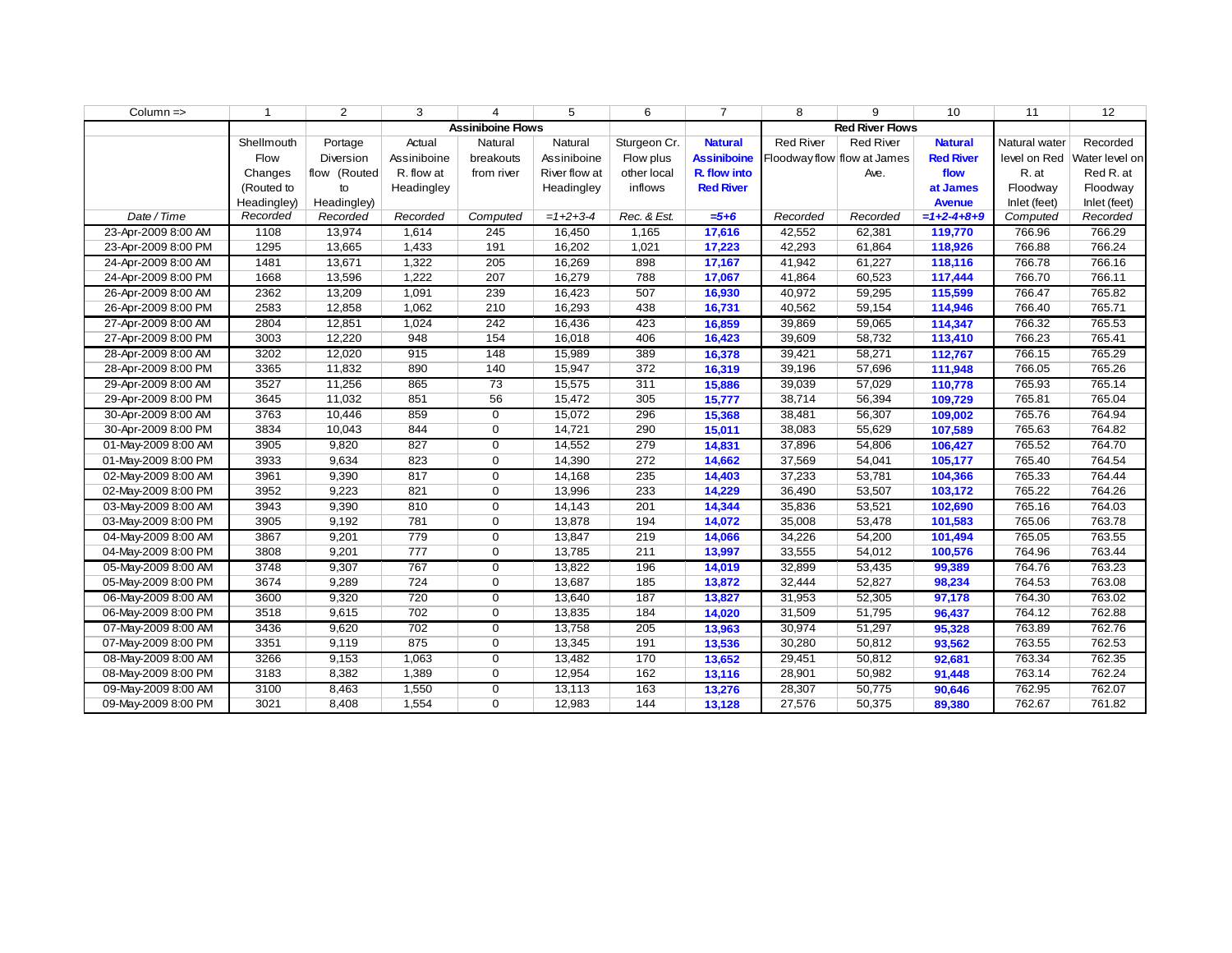| Column => | 1 | 2 | 3 | 4 | 5 | 6 | 7 | 8 | 9 | 10 | 11 | 12 |
|---|---|---|---|---|---|---|---|---|---|---|---|---|
| | | | Assiniboine Flows | | | | | Red River Flows | | | | |
| | Shellmouth Flow Changes (Routed to Headingley) | Portage Diversion flow (Routed to Headingley) | Actual Assiniboine R. flow at Headingley | Natural breakouts from river | Natural Assiniboine River flow at Headingley | Sturgeon Cr. Flow plus other local inflows | **Natural Assiniboine R. flow into Red River** | Red River Floodway flow | Red River flow at James Ave. | **Natural Red River flow at James Avenue** | Natural water level on Red R. at Floodway Inlet (feet) | Recorded Water level on Red R. at Floodway Inlet (feet) |
| *Date / Time* | *Recorded* | *Recorded* | *Recorded* | *Computed* | *=1+2+3-4* | *Rec. & Est.* | ***=5+6*** | *Recorded* | *Recorded* | ***=1+2-4+8+9*** | *Computed* | *Recorded* |
| 23-Apr-2009 8:00 AM | 1108 | 13,974 | 1,614 | 245 | 16,450 | 1,165 | **17,616** | 42,552 | 62,381 | **119,770** | 766.96 | 766.29 |
| 23-Apr-2009 8:00 PM | 1295 | 13,665 | 1,433 | 191 | 16,202 | 1,021 | **17,223** | 42,293 | 61,864 | **118,926** | 766.88 | 766.24 |
| 24-Apr-2009 8:00 AM | 1481 | 13,671 | 1,322 | 205 | 16,269 | 898 | **17,167** | 41,942 | 61,227 | **118,116** | 766.78 | 766.16 |
| 24-Apr-2009 8:00 PM | 1668 | 13,596 | 1,222 | 207 | 16,279 | 788 | **17,067** | 41,864 | 60,523 | **117,444** | 766.70 | 766.11 |
| 26-Apr-2009 8:00 AM | 2362 | 13,209 | 1,091 | 239 | 16,423 | 507 | **16,930** | 40,972 | 59,295 | **115,599** | 766.47 | 765.82 |
| 26-Apr-2009 8:00 PM | 2583 | 12,858 | 1,062 | 210 | 16,293 | 438 | **16,731** | 40,562 | 59,154 | **114,946** | 766.40 | 765.71 |
| 27-Apr-2009 8:00 AM | 2804 | 12,851 | 1,024 | 242 | 16,436 | 423 | **16,859** | 39,869 | 59,065 | **114,347** | 766.32 | 765.53 |
| 27-Apr-2009 8:00 PM | 3003 | 12,220 | 948 | 154 | 16,018 | 406 | **16,423** | 39,609 | 58,732 | **113,410** | 766.23 | 765.41 |
| 28-Apr-2009 8:00 AM | 3202 | 12,020 | 915 | 148 | 15,989 | 389 | **16,378** | 39,421 | 58,271 | **112,767** | 766.15 | 765.29 |
| 28-Apr-2009 8:00 PM | 3365 | 11,832 | 890 | 140 | 15,947 | 372 | **16,319** | 39,196 | 57,696 | **111,948** | 766.05 | 765.26 |
| 29-Apr-2009 8:00 AM | 3527 | 11,256 | 865 | 73 | 15,575 | 311 | **15,886** | 39,039 | 57,029 | **110,778** | 765.93 | 765.14 |
| 29-Apr-2009 8:00 PM | 3645 | 11,032 | 851 | 56 | 15,472 | 305 | **15,777** | 38,714 | 56,394 | **109,729** | 765.81 | 765.04 |
| 30-Apr-2009 8:00 AM | 3763 | 10,446 | 859 | 0 | 15,072 | 296 | **15,368** | 38,481 | 56,307 | **109,002** | 765.76 | 764.94 |
| 30-Apr-2009 8:00 PM | 3834 | 10,043 | 844 | 0 | 14,721 | 290 | **15,011** | 38,083 | 55,629 | **107,589** | 765.63 | 764.82 |
| 01-May-2009 8:00 AM | 3905 | 9,820 | 827 | 0 | 14,552 | 279 | **14,831** | 37,896 | 54,806 | **106,427** | 765.52 | 764.70 |
| 01-May-2009 8:00 PM | 3933 | 9,634 | 823 | 0 | 14,390 | 272 | **14,662** | 37,569 | 54,041 | **105,177** | 765.40 | 764.54 |
| 02-May-2009 8:00 AM | 3961 | 9,390 | 817 | 0 | 14,168 | 235 | **14,403** | 37,233 | 53,781 | **104,366** | 765.33 | 764.44 |
| 02-May-2009 8:00 PM | 3952 | 9,223 | 821 | 0 | 13,996 | 233 | **14,229** | 36,490 | 53,507 | **103,172** | 765.22 | 764.26 |
| 03-May-2009 8:00 AM | 3943 | 9,390 | 810 | 0 | 14,143 | 201 | **14,344** | 35,836 | 53,521 | **102,690** | 765.16 | 764.03 |
| 03-May-2009 8:00 PM | 3905 | 9,192 | 781 | 0 | 13,878 | 194 | **14,072** | 35,008 | 53,478 | **101,583** | 765.06 | 763.78 |
| 04-May-2009 8:00 AM | 3867 | 9,201 | 779 | 0 | 13,847 | 219 | **14,066** | 34,226 | 54,200 | **101,494** | 765.05 | 763.55 |
| 04-May-2009 8:00 PM | 3808 | 9,201 | 777 | 0 | 13,785 | 211 | **13,997** | 33,555 | 54,012 | **100,576** | 764.96 | 763.44 |
| 05-May-2009 8:00 AM | 3748 | 9,307 | 767 | 0 | 13,822 | 196 | **14,019** | 32,899 | 53,435 | **99,389** | 764.76 | 763.23 |
| 05-May-2009 8:00 PM | 3674 | 9,289 | 724 | 0 | 13,687 | 185 | **13,872** | 32,444 | 52,827 | **98,234** | 764.53 | 763.08 |
| 06-May-2009 8:00 AM | 3600 | 9,320 | 720 | 0 | 13,640 | 187 | **13,827** | 31,953 | 52,305 | **97,178** | 764.30 | 763.02 |
| 06-May-2009 8:00 PM | 3518 | 9,615 | 702 | 0 | 13,835 | 184 | **14,020** | 31,509 | 51,795 | **96,437** | 764.12 | 762.88 |
| 07-May-2009 8:00 AM | 3436 | 9,620 | 702 | 0 | 13,758 | 205 | **13,963** | 30,974 | 51,297 | **95,328** | 763.89 | 762.76 |
| 07-May-2009 8:00 PM | 3351 | 9,119 | 875 | 0 | 13,345 | 191 | **13,536** | 30,280 | 50,812 | **93,562** | 763.55 | 762.53 |
| 08-May-2009 8:00 AM | 3266 | 9,153 | 1,063 | 0 | 13,482 | 170 | **13,652** | 29,451 | 50,812 | **92,681** | 763.34 | 762.35 |
| 08-May-2009 8:00 PM | 3183 | 8,382 | 1,389 | 0 | 12,954 | 162 | **13,116** | 28,901 | 50,982 | **91,448** | 763.14 | 762.24 |
| 09-May-2009 8:00 AM | 3100 | 8,463 | 1,550 | 0 | 13,113 | 163 | **13,276** | 28,307 | 50,775 | **90,646** | 762.95 | 762.07 |
| 09-May-2009 8:00 PM | 3021 | 8,408 | 1,554 | 0 | 12,983 | 144 | **13,128** | 27,576 | 50,375 | **89,380** | 762.67 | 761.82 |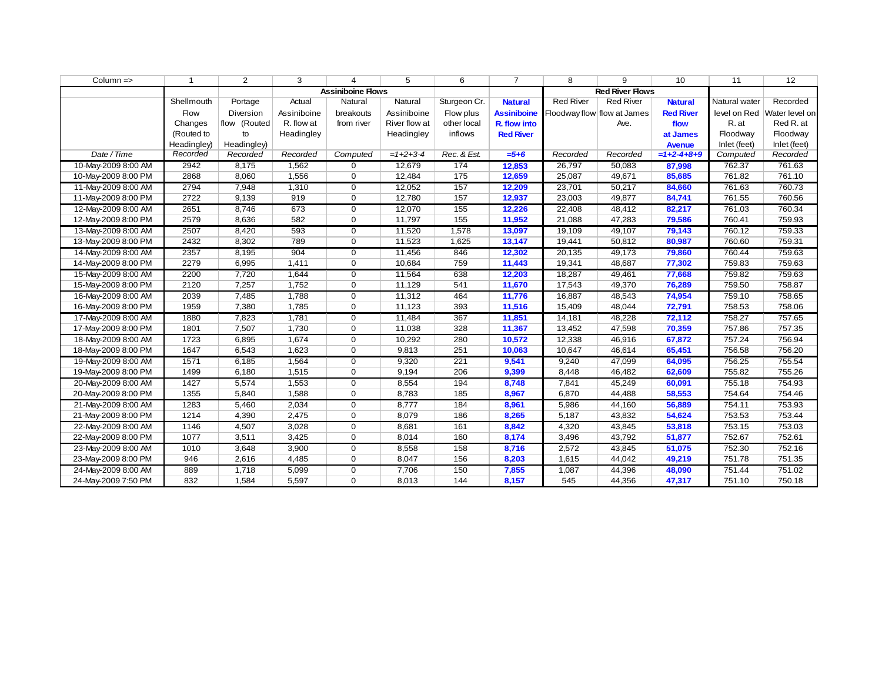| Column => | 1 | 2 | 3 | 4 | 5 | 6 | 7 | 8 | 9 | 10 | 11 | 12 |
|---|---|---|---|---|---|---|---|---|---|---|---|---|
| | | | **Assiniboine Flows** | | | | | **Red River Flows** | | | | |
| | Shellmouth Flow Changes (Routed to Headingley) | Portage Diversion flow (Routed to Headingley) | Actual Assiniboine R. flow at Headingley | Natural breakouts from river | Natural Assiniboine River flow at Headingley | Sturgeon Cr. Flow plus other local inflows | **Natural Assiniboine R. flow into Red River** | Red River Floodway flow | Red River flow at James Ave. | **Natural Red River flow at James Avenue** | Natural water level on Red R. at Floodway Inlet (feet) | Recorded Water level on Red R. at Floodway Inlet (feet) |
| *Date / Time* | *Recorded* | *Recorded* | *Recorded* | *Computed* | *=1+2+3-4* | *Rec. & Est.* | ***=5+6*** | *Recorded* | *Recorded* | ***=1+2-4+8+9*** | *Computed* | *Recorded* |
| 10-May-2009 8:00 AM | 2942 | 8,175 | 1,562 | 0 | 12,679 | 174 | **12,853** | 26,797 | 50,083 | **87,998** | 762.37 | 761.63 |
| 10-May-2009 8:00 PM | 2868 | 8,060 | 1,556 | 0 | 12,484 | 175 | **12,659** | 25,087 | 49,671 | **85,685** | 761.82 | 761.10 |
| 11-May-2009 8:00 AM | 2794 | 7,948 | 1,310 | 0 | 12,052 | 157 | **12,209** | 23,701 | 50,217 | **84,660** | 761.63 | 760.73 |
| 11-May-2009 8:00 PM | 2722 | 9,139 | 919 | 0 | 12,780 | 157 | **12,937** | 23,003 | 49,877 | **84,741** | 761.55 | 760.56 |
| 12-May-2009 8:00 AM | 2651 | 8,746 | 673 | 0 | 12,070 | 155 | **12,226** | 22,408 | 48,412 | **82,217** | 761.03 | 760.34 |
| 12-May-2009 8:00 PM | 2579 | 8,636 | 582 | 0 | 11,797 | 155 | **11,952** | 21,088 | 47,283 | **79,586** | 760.41 | 759.93 |
| 13-May-2009 8:00 AM | 2507 | 8,420 | 593 | 0 | 11,520 | 1,578 | **13,097** | 19,109 | 49,107 | **79,143** | 760.12 | 759.33 |
| 13-May-2009 8:00 PM | 2432 | 8,302 | 789 | 0 | 11,523 | 1,625 | **13,147** | 19,441 | 50,812 | **80,987** | 760.60 | 759.31 |
| 14-May-2009 8:00 AM | 2357 | 8,195 | 904 | 0 | 11,456 | 846 | **12,302** | 20,135 | 49,173 | **79,860** | 760.44 | 759.63 |
| 14-May-2009 8:00 PM | 2279 | 6,995 | 1,411 | 0 | 10,684 | 759 | **11,443** | 19,341 | 48,687 | **77,302** | 759.83 | 759.63 |
| 15-May-2009 8:00 AM | 2200 | 7,720 | 1,644 | 0 | 11,564 | 638 | **12,203** | 18,287 | 49,461 | **77,668** | 759.82 | 759.63 |
| 15-May-2009 8:00 PM | 2120 | 7,257 | 1,752 | 0 | 11,129 | 541 | **11,670** | 17,543 | 49,370 | **76,289** | 759.50 | 758.87 |
| 16-May-2009 8:00 AM | 2039 | 7,485 | 1,788 | 0 | 11,312 | 464 | **11,776** | 16,887 | 48,543 | **74,954** | 759.10 | 758.65 |
| 16-May-2009 8:00 PM | 1959 | 7,380 | 1,785 | 0 | 11,123 | 393 | **11,516** | 15,409 | 48,044 | **72,791** | 758.53 | 758.06 |
| 17-May-2009 8:00 AM | 1880 | 7,823 | 1,781 | 0 | 11,484 | 367 | **11,851** | 14,181 | 48,228 | **72,112** | 758.27 | 757.65 |
| 17-May-2009 8:00 PM | 1801 | 7,507 | 1,730 | 0 | 11,038 | 328 | **11,367** | 13,452 | 47,598 | **70,359** | 757.86 | 757.35 |
| 18-May-2009 8:00 AM | 1723 | 6,895 | 1,674 | 0 | 10,292 | 280 | **10,572** | 12,338 | 46,916 | **67,872** | 757.24 | 756.94 |
| 18-May-2009 8:00 PM | 1647 | 6,543 | 1,623 | 0 | 9,813 | 251 | **10,063** | 10,647 | 46,614 | **65,451** | 756.58 | 756.20 |
| 19-May-2009 8:00 AM | 1571 | 6,185 | 1,564 | 0 | 9,320 | 221 | **9,541** | 9,240 | 47,099 | **64,095** | 756.25 | 755.54 |
| 19-May-2009 8:00 PM | 1499 | 6,180 | 1,515 | 0 | 9,194 | 206 | **9,399** | 8,448 | 46,482 | **62,609** | 755.82 | 755.26 |
| 20-May-2009 8:00 AM | 1427 | 5,574 | 1,553 | 0 | 8,554 | 194 | **8,748** | 7,841 | 45,249 | **60,091** | 755.18 | 754.93 |
| 20-May-2009 8:00 PM | 1355 | 5,840 | 1,588 | 0 | 8,783 | 185 | **8,967** | 6,870 | 44,488 | **58,553** | 754.64 | 754.46 |
| 21-May-2009 8:00 AM | 1283 | 5,460 | 2,034 | 0 | 8,777 | 184 | **8,961** | 5,986 | 44,160 | **56,889** | 754.11 | 753.93 |
| 21-May-2009 8:00 PM | 1214 | 4,390 | 2,475 | 0 | 8,079 | 186 | **8,265** | 5,187 | 43,832 | **54,624** | 753.53 | 753.44 |
| 22-May-2009 8:00 AM | 1146 | 4,507 | 3,028 | 0 | 8,681 | 161 | **8,842** | 4,320 | 43,845 | **53,818** | 753.15 | 753.03 |
| 22-May-2009 8:00 PM | 1077 | 3,511 | 3,425 | 0 | 8,014 | 160 | **8,174** | 3,496 | 43,792 | **51,877** | 752.67 | 752.61 |
| 23-May-2009 8:00 AM | 1010 | 3,648 | 3,900 | 0 | 8,558 | 158 | **8,716** | 2,572 | 43,845 | **51,075** | 752.30 | 752.16 |
| 23-May-2009 8:00 PM | 946 | 2,616 | 4,485 | 0 | 8,047 | 156 | **8,203** | 1,615 | 44,042 | **49,219** | 751.78 | 751.35 |
| 24-May-2009 8:00 AM | 889 | 1,718 | 5,099 | 0 | 7,706 | 150 | **7,855** | 1,087 | 44,396 | **48,090** | 751.44 | 751.02 |
| 24-May-2009 7:50 PM | 832 | 1,584 | 5,597 | 0 | 8,013 | 144 | **8,157** | 545 | 44,356 | **47,317** | 751.10 | 750.18 |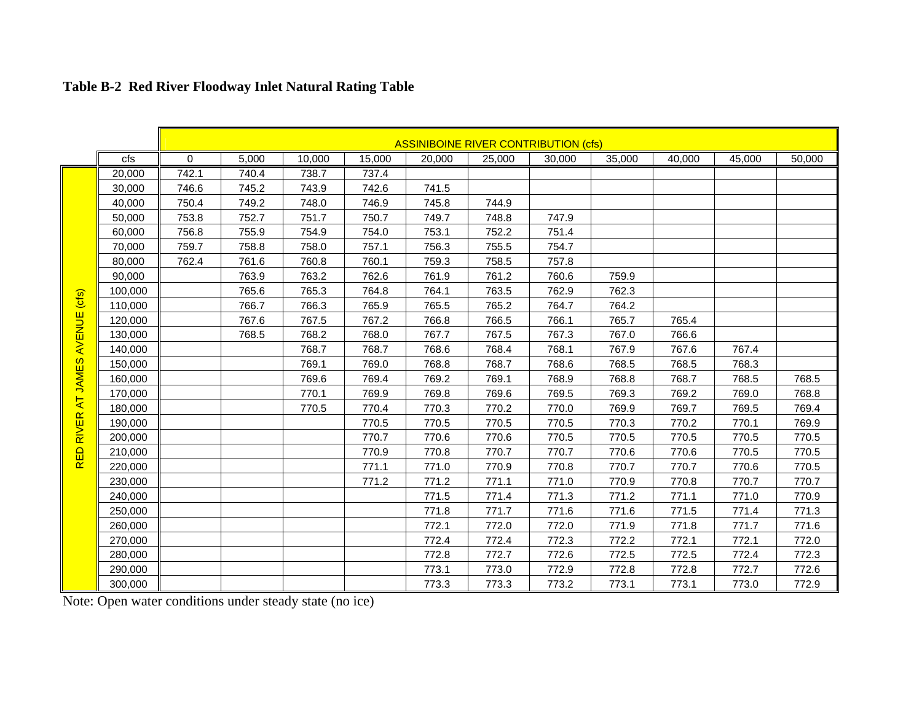**Table B-2 Red River Floodway Inlet Natural Rating Table**

| RED RIVER AT JAMES AVENUE (cfs) | ASSINIBOINE RIVER CONTRIBUTION (cfs) | | | | | | | | | | |
|---|---|---|---|---|---|---|---|---|---|---|---|
| cfs | 0 | 5,000 | 10,000 | 15,000 | 20,000 | 25,000 | 30,000 | 35,000 | 40,000 | 45,000 | 50,000 |
| 20,000 | 742.1 | 740.4 | 738.7 | 737.4 | | | | | | | |
| 30,000 | 746.6 | 745.2 | 743.9 | 742.6 | 741.5 | | | | | | |
| 40,000 | 750.4 | 749.2 | 748.0 | 746.9 | 745.8 | 744.9 | | | | | |
| 50,000 | 753.8 | 752.7 | 751.7 | 750.7 | 749.7 | 748.8 | 747.9 | | | | |
| 60,000 | 756.8 | 755.9 | 754.9 | 754.0 | 753.1 | 752.2 | 751.4 | | | | |
| 70,000 | 759.7 | 758.8 | 758.0 | 757.1 | 756.3 | 755.5 | 754.7 | | | | |
| 80,000 | 762.4 | 761.6 | 760.8 | 760.1 | 759.3 | 758.5 | 757.8 | | | | |
| 90,000 | | 763.9 | 763.2 | 762.6 | 761.9 | 761.2 | 760.6 | 759.9 | | | |
| 100,000 | | 765.6 | 765.3 | 764.8 | 764.1 | 763.5 | 762.9 | 762.3 | | | |
| 110,000 | | 766.7 | 766.3 | 765.9 | 765.5 | 765.2 | 764.7 | 764.2 | | | |
| 120,000 | | 767.6 | 767.5 | 767.2 | 766.8 | 766.5 | 766.1 | 765.7 | 765.4 | | |
| 130,000 | | 768.5 | 768.2 | 768.0 | 767.7 | 767.5 | 767.3 | 767.0 | 766.6 | | |
| 140,000 | | | 768.7 | 768.7 | 768.6 | 768.4 | 768.1 | 767.9 | 767.6 | 767.4 | |
| 150,000 | | | 769.1 | 769.0 | 768.8 | 768.7 | 768.6 | 768.5 | 768.5 | 768.3 | |
| 160,000 | | | 769.6 | 769.4 | 769.2 | 769.1 | 768.9 | 768.8 | 768.7 | 768.5 | 768.5 |
| 170,000 | | | 770.1 | 769.9 | 769.8 | 769.6 | 769.5 | 769.3 | 769.2 | 769.0 | 768.8 |
| 180,000 | | | 770.5 | 770.4 | 770.3 | 770.2 | 770.0 | 769.9 | 769.7 | 769.5 | 769.4 |
| 190,000 | | | | 770.5 | 770.5 | 770.5 | 770.5 | 770.3 | 770.2 | 770.1 | 769.9 |
| 200,000 | | | | 770.7 | 770.6 | 770.6 | 770.5 | 770.5 | 770.5 | 770.5 | 770.5 |
| 210,000 | | | | 770.9 | 770.8 | 770.7 | 770.7 | 770.6 | 770.6 | 770.5 | 770.5 |
| 220,000 | | | | 771.1 | 771.0 | 770.9 | 770.8 | 770.7 | 770.7 | 770.6 | 770.5 |
| 230,000 | | | | 771.2 | 771.2 | 771.1 | 771.0 | 770.9 | 770.8 | 770.7 | 770.7 |
| 240,000 | | | | | 771.5 | 771.4 | 771.3 | 771.2 | 771.1 | 771.0 | 770.9 |
| 250,000 | | | | | 771.8 | 771.7 | 771.6 | 771.6 | 771.5 | 771.4 | 771.3 |
| 260,000 | | | | | 772.1 | 772.0 | 772.0 | 771.9 | 771.8 | 771.7 | 771.6 |
| 270,000 | | | | | 772.4 | 772.4 | 772.3 | 772.2 | 772.1 | 772.1 | 772.0 |
| 280,000 | | | | | 772.8 | 772.7 | 772.6 | 772.5 | 772.5 | 772.4 | 772.3 |
| 290,000 | | | | | 773.1 | 773.0 | 772.9 | 772.8 | 772.8 | 772.7 | 772.6 |
| 300,000 | | | | | 773.3 | 773.3 | 773.2 | 773.1 | 773.1 | 773.0 | 772.9 |

Note: Open water conditions under steady state (no ice)